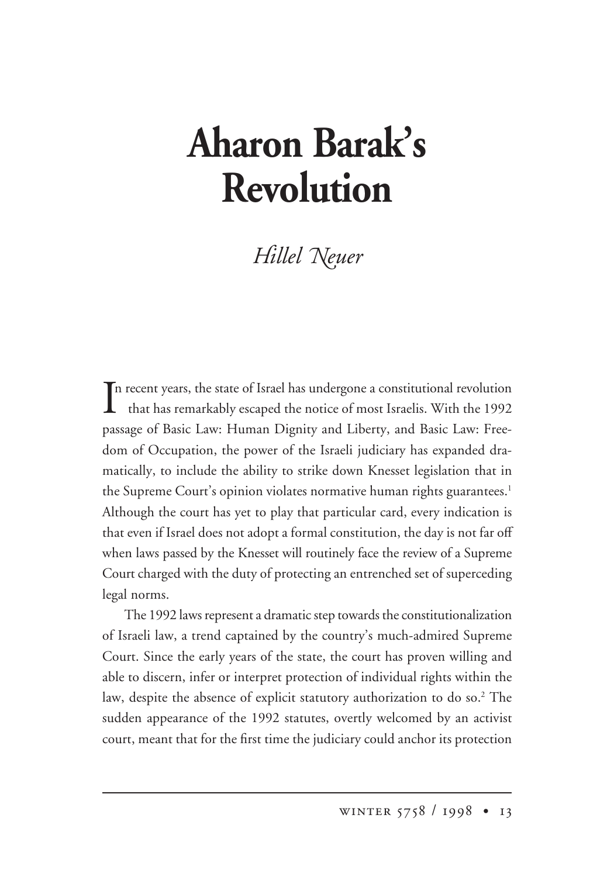# Aharon Barak's Revolution

*Hillel Neuer*

In recent years, the state of Israel has undergone a constitutional revolution that has remarkably escaped the notice of most Israelis. With the 1992 passage of Basic Law: Human Dignity and Liberty, and Basic Law: Freedom of Occupation, the power of the Israeli judiciary has expanded dramatically, to include the ability to strike down Knesset legislation that in the Supreme Court's opinion violates normative human rights guarantees.[1] Although the court has yet to play that particular card, every indication is that even if Israel does not adopt a formal constitution, the day is not far off when laws passed by the Knesset will routinely face the review of a Supreme Court charged with the duty of protecting an entrenched set of superceding legal norms.

The 1992 laws represent a dramatic step towards the constitutionalization of Israeli law, a trend captained by the country's much-admired Supreme Court. Since the early years of the state, the court has proven willing and able to discern, infer or interpret protection of individual rights within the law, despite the absence of explicit statutory authorization to do so.[2] The sudden appearance of the 1992 statutes, overtly welcomed by an activist court, meant that for the first time the judiciary could anchor its protection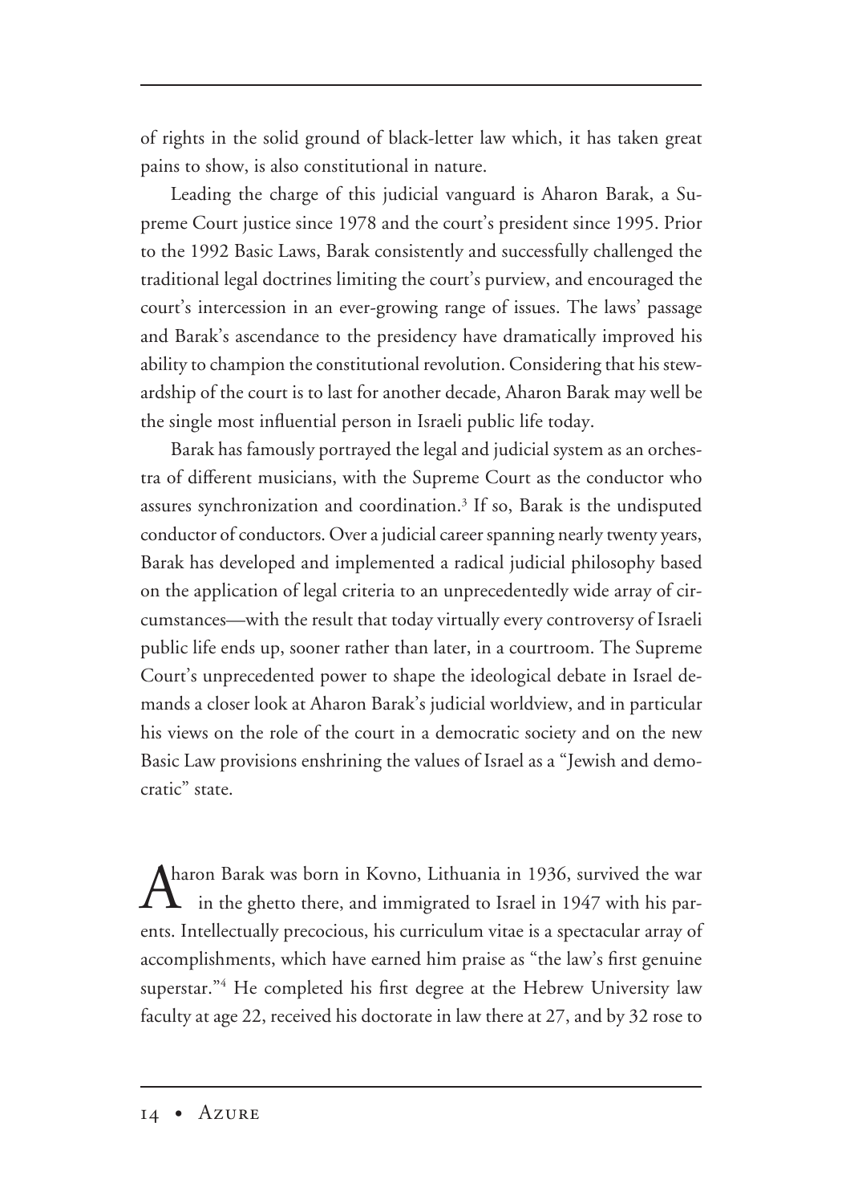of rights in the solid ground of black-letter law which, it has taken great pains to show, is also constitutional in nature.

Leading the charge of this judicial vanguard is Aharon Barak, a Supreme Court justice since 1978 and the court's president since 1995. Prior to the 1992 Basic Laws, Barak consistently and successfully challenged the traditional legal doctrines limiting the court's purview, and encouraged the court's intercession in an ever-growing range of issues. The laws' passage and Barak's ascendance to the presidency have dramatically improved his ability to champion the constitutional revolution. Considering that his stewardship of the court is to last for another decade, Aharon Barak may well be the single most influential person in Israeli public life today.

Barak has famously portrayed the legal and judicial system as an orchestra of different musicians, with the Supreme Court as the conductor who assures synchronization and coordination.[3] If so, Barak is the undisputed conductor of conductors. Over a judicial career spanning nearly twenty years, Barak has developed and implemented a radical judicial philosophy based on the application of legal criteria to an unprecedentedly wide array of circumstances—with the result that today virtually every controversy of Israeli public life ends up, sooner rather than later, in a courtroom. The Supreme Court's unprecedented power to shape the ideological debate in Israel demands a closer look at Aharon Barak's judicial worldview, and in particular his views on the role of the court in a democratic society and on the new Basic Law provisions enshrining the values of Israel as a "Jewish and democratic" state.

Aharon Barak was born in Kovno, Lithuania in 1936, survived the war in the ghetto there, and immigrated to Israel in 1947 with his parents. Intellectually precocious, his curriculum vitae is a spectacular array of accomplishments, which have earned him praise as "the law's first genuine superstar."[4] He completed his first degree at the Hebrew University law faculty at age 22, received his doctorate in law there at 27, and by 32 rose to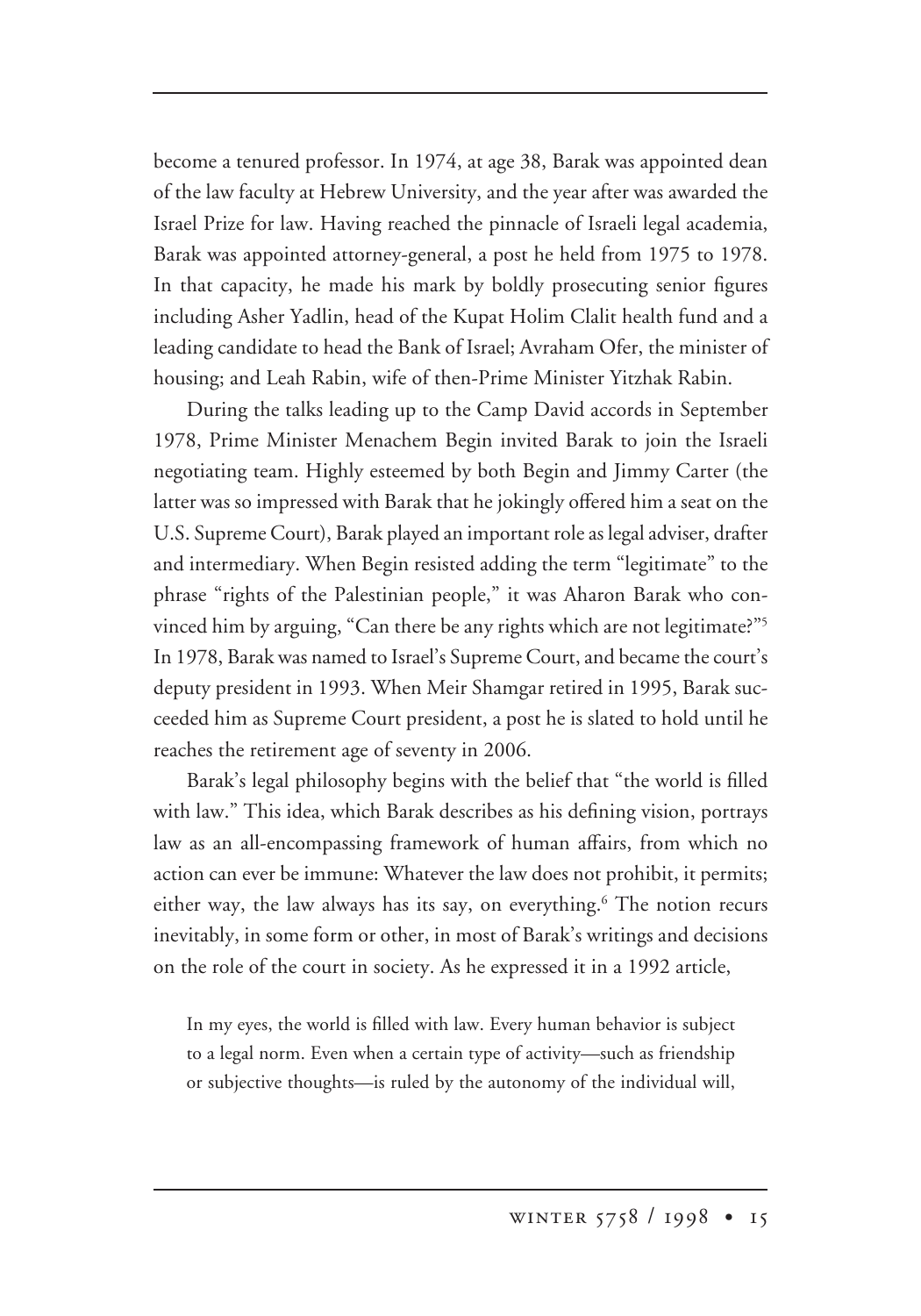become a tenured professor. In 1974, at age 38, Barak was appointed dean of the law faculty at Hebrew University, and the year after was awarded the Israel Prize for law. Having reached the pinnacle of Israeli legal academia, Barak was appointed attorney-general, a post he held from 1975 to 1978. In that capacity, he made his mark by boldly prosecuting senior figures including Asher Yadlin, head of the Kupat Holim Clalit health fund and a leading candidate to head the Bank of Israel; Avraham Ofer, the minister of housing; and Leah Rabin, wife of then-Prime Minister Yitzhak Rabin.

During the talks leading up to the Camp David accords in September 1978, Prime Minister Menachem Begin invited Barak to join the Israeli negotiating team. Highly esteemed by both Begin and Jimmy Carter (the latter was so impressed with Barak that he jokingly offered him a seat on the U.S. Supreme Court), Barak played an important role as legal adviser, drafter and intermediary. When Begin resisted adding the term "legitimate" to the phrase "rights of the Palestinian people," it was Aharon Barak who convinced him by arguing, "Can there be any rights which are not legitimate?"[5] In 1978, Barak was named to Israel's Supreme Court, and became the court's deputy president in 1993. When Meir Shamgar retired in 1995, Barak succeeded him as Supreme Court president, a post he is slated to hold until he reaches the retirement age of seventy in 2006.

Barak's legal philosophy begins with the belief that "the world is filled with law." This idea, which Barak describes as his defining vision, portrays law as an all-encompassing framework of human affairs, from which no action can ever be immune: Whatever the law does not prohibit, it permits; either way, the law always has its say, on everything.[6] The notion recurs inevitably, in some form or other, in most of Barak's writings and decisions on the role of the court in society. As he expressed it in a 1992 article,

> In my eyes, the world is filled with law. Every human behavior is subject to a legal norm. Even when a certain type of activity—such as friendship or subjective thoughts—is ruled by the autonomy of the individual will,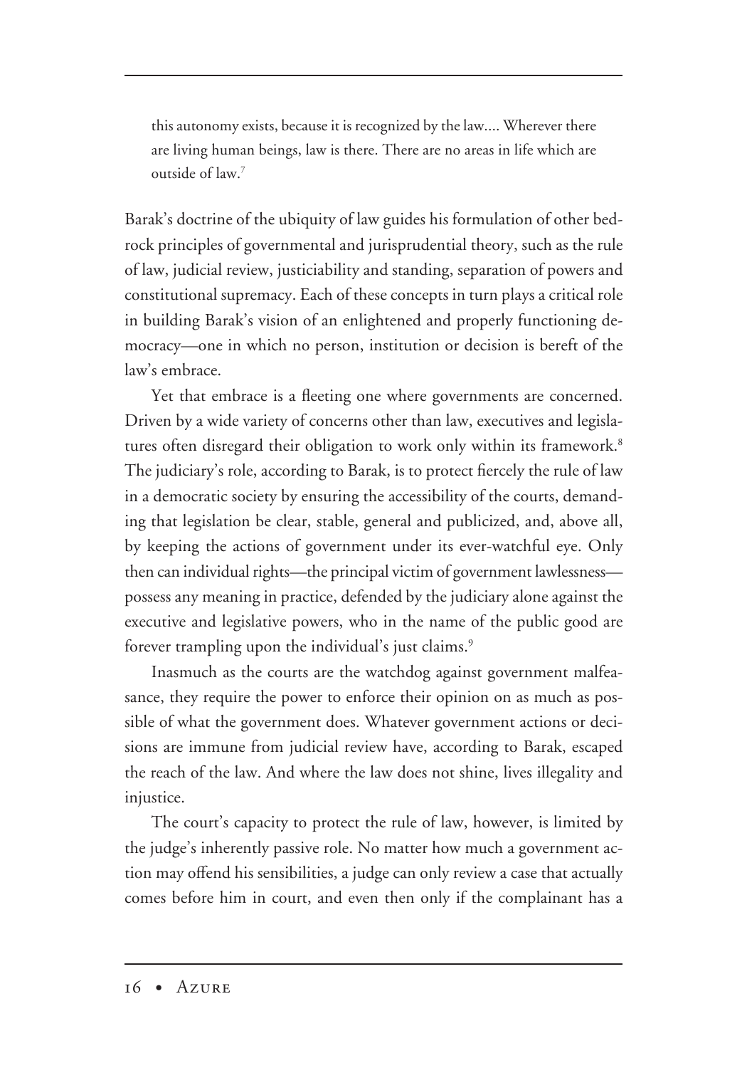> this autonomy exists, because it is recognized by the law.... Wherever there are living human beings, law is there. There are no areas in life which are outside of law.[7]

Barak's doctrine of the ubiquity of law guides his formulation of other bedrock principles of governmental and jurisprudential theory, such as the rule of law, judicial review, justiciability and standing, separation of powers and constitutional supremacy. Each of these concepts in turn plays a critical role in building Barak's vision of an enlightened and properly functioning democracy—one in which no person, institution or decision is bereft of the law's embrace.

Yet that embrace is a fleeting one where governments are concerned. Driven by a wide variety of concerns other than law, executives and legislatures often disregard their obligation to work only within its framework.[8] The judiciary's role, according to Barak, is to protect fiercely the rule of law in a democratic society by ensuring the accessibility of the courts, demanding that legislation be clear, stable, general and publicized, and, above all, by keeping the actions of government under its ever-watchful eye. Only then can individual rights—the principal victim of government lawlessness—possess any meaning in practice, defended by the judiciary alone against the executive and legislative powers, who in the name of the public good are forever trampling upon the individual's just claims.[9]

Inasmuch as the courts are the watchdog against government malfeasance, they require the power to enforce their opinion on as much as possible of what the government does. Whatever government actions or decisions are immune from judicial review have, according to Barak, escaped the reach of the law. And where the law does not shine, lives illegality and injustice.

The court's capacity to protect the rule of law, however, is limited by the judge's inherently passive role. No matter how much a government action may offend his sensibilities, a judge can only review a case that actually comes before him in court, and even then only if the complainant has a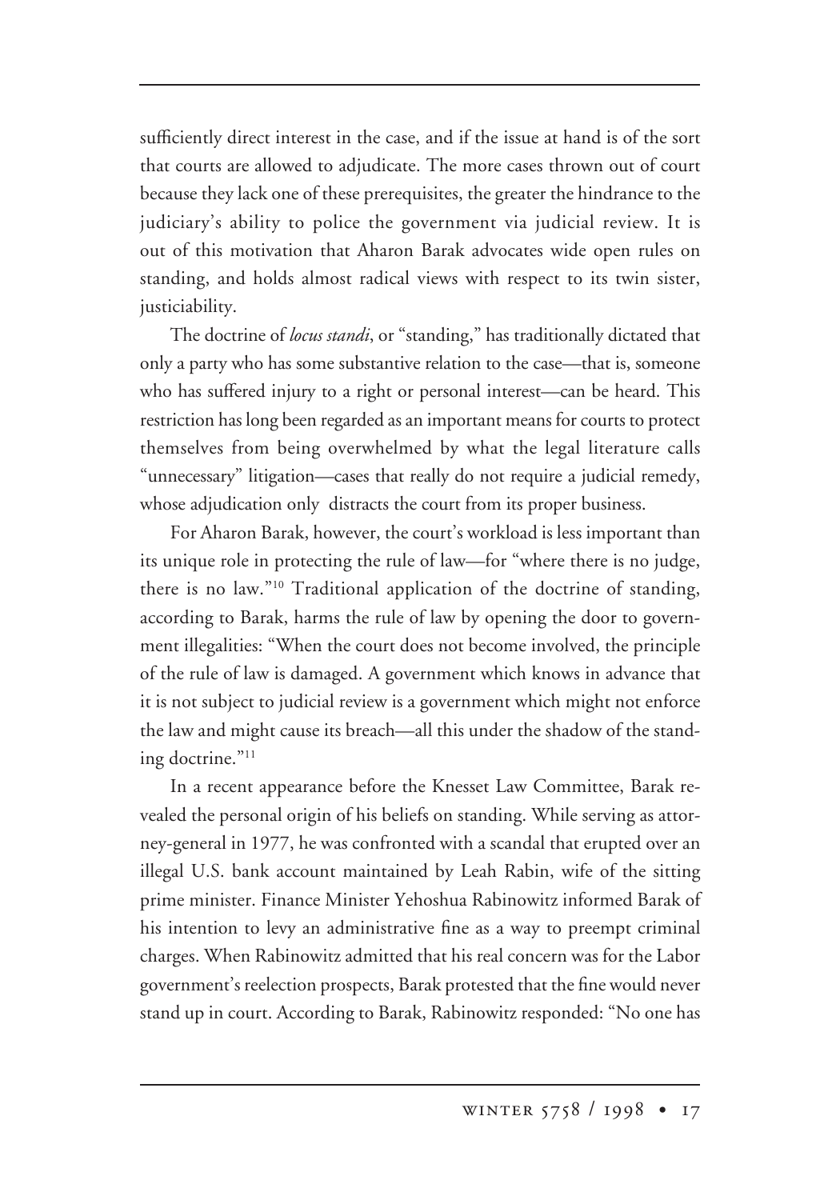sufficiently direct interest in the case, and if the issue at hand is of the sort that courts are allowed to adjudicate. The more cases thrown out of court because they lack one of these prerequisites, the greater the hindrance to the judiciary's ability to police the government via judicial review. It is out of this motivation that Aharon Barak advocates wide open rules on standing, and holds almost radical views with respect to its twin sister, justiciability.

The doctrine of *locus standi*, or "standing," has traditionally dictated that only a party who has some substantive relation to the case—that is, someone who has suffered injury to a right or personal interest—can be heard. This restriction has long been regarded as an important means for courts to protect themselves from being overwhelmed by what the legal literature calls "unnecessary" litigation—cases that really do not require a judicial remedy, whose adjudication only distracts the court from its proper business.

For Aharon Barak, however, the court's workload is less important than its unique role in protecting the rule of law—for "where there is no judge, there is no law."[10] Traditional application of the doctrine of standing, according to Barak, harms the rule of law by opening the door to government illegalities: "When the court does not become involved, the principle of the rule of law is damaged. A government which knows in advance that it is not subject to judicial review is a government which might not enforce the law and might cause its breach—all this under the shadow of the standing doctrine."[11]

In a recent appearance before the Knesset Law Committee, Barak revealed the personal origin of his beliefs on standing. While serving as attorney-general in 1977, he was confronted with a scandal that erupted over an illegal U.S. bank account maintained by Leah Rabin, wife of the sitting prime minister. Finance Minister Yehoshua Rabinowitz informed Barak of his intention to levy an administrative fine as a way to preempt criminal charges. When Rabinowitz admitted that his real concern was for the Labor government's reelection prospects, Barak protested that the fine would never stand up in court. According to Barak, Rabinowitz responded: "No one has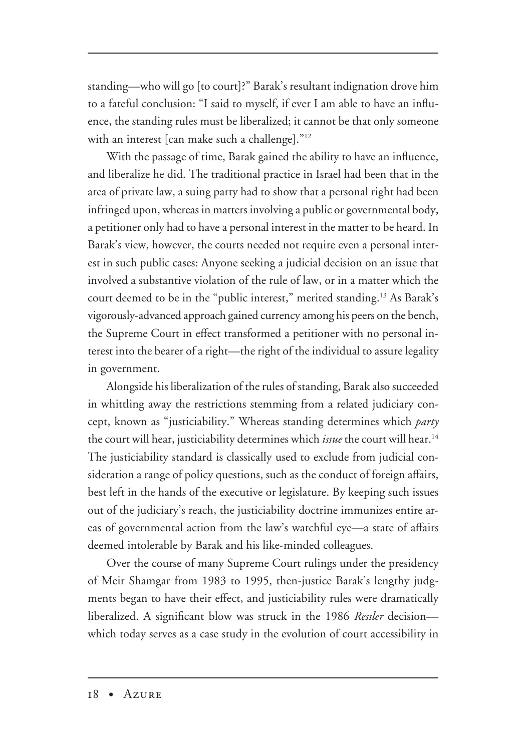standing—who will go [to court]?" Barak's resultant indignation drove him to a fateful conclusion: "I said to myself, if ever I am able to have an influence, the standing rules must be liberalized; it cannot be that only someone with an interest [can make such a challenge]."[12]

With the passage of time, Barak gained the ability to have an influence, and liberalize he did. The traditional practice in Israel had been that in the area of private law, a suing party had to show that a personal right had been infringed upon, whereas in matters involving a public or governmental body, a petitioner only had to have a personal interest in the matter to be heard. In Barak's view, however, the courts needed not require even a personal interest in such public cases: Anyone seeking a judicial decision on an issue that involved a substantive violation of the rule of law, or in a matter which the court deemed to be in the "public interest," merited standing.[13] As Barak's vigorously-advanced approach gained currency among his peers on the bench, the Supreme Court in effect transformed a petitioner with no personal interest into the bearer of a right—the right of the individual to assure legality in government.

Alongside his liberalization of the rules of standing, Barak also succeeded in whittling away the restrictions stemming from a related judiciary concept, known as "justiciability." Whereas standing determines which *party* the court will hear, justiciability determines which *issue* the court will hear.[14] The justiciability standard is classically used to exclude from judicial consideration a range of policy questions, such as the conduct of foreign affairs, best left in the hands of the executive or legislature. By keeping such issues out of the judiciary's reach, the justiciability doctrine immunizes entire areas of governmental action from the law's watchful eye—a state of affairs deemed intolerable by Barak and his like-minded colleagues.

Over the course of many Supreme Court rulings under the presidency of Meir Shamgar from 1983 to 1995, then-justice Barak's lengthy judgments began to have their effect, and justiciability rules were dramatically liberalized. A significant blow was struck in the 1986 *Ressler* decision—which today serves as a case study in the evolution of court accessibility in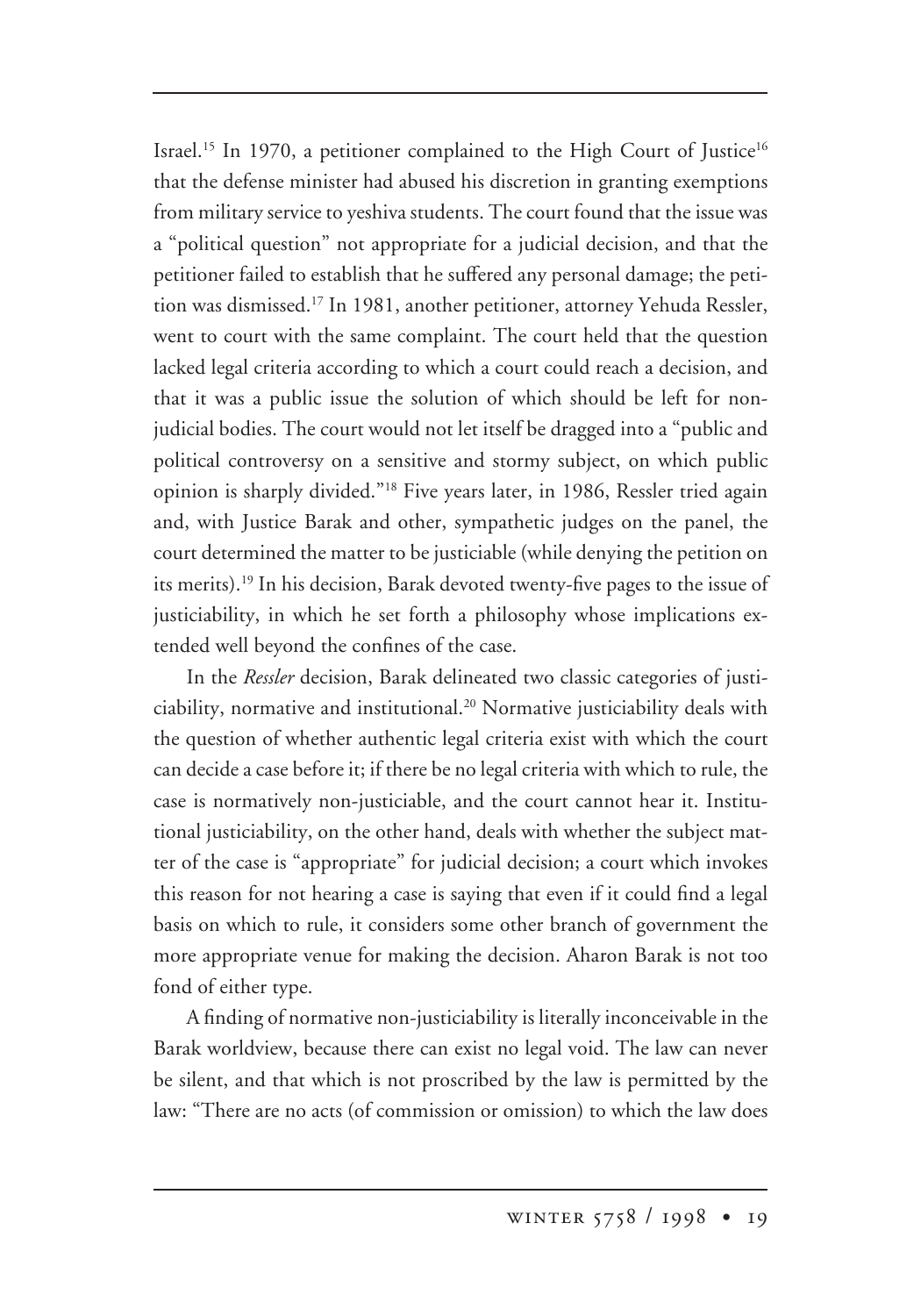Israel.[15] In 1970, a petitioner complained to the High Court of Justice[16] that the defense minister had abused his discretion in granting exemptions from military service to yeshiva students. The court found that the issue was a "political question" not appropriate for a judicial decision, and that the petitioner failed to establish that he suffered any personal damage; the petition was dismissed.[17] In 1981, another petitioner, attorney Yehuda Ressler, went to court with the same complaint. The court held that the question lacked legal criteria according to which a court could reach a decision, and that it was a public issue the solution of which should be left for non-judicial bodies. The court would not let itself be dragged into a "public and political controversy on a sensitive and stormy subject, on which public opinion is sharply divided."[18] Five years later, in 1986, Ressler tried again and, with Justice Barak and other, sympathetic judges on the panel, the court determined the matter to be justiciable (while denying the petition on its merits).[19] In his decision, Barak devoted twenty-five pages to the issue of justiciability, in which he set forth a philosophy whose implications extended well beyond the confines of the case.

In the *Ressler* decision, Barak delineated two classic categories of justiciability, normative and institutional.[20] Normative justiciability deals with the question of whether authentic legal criteria exist with which the court can decide a case before it; if there be no legal criteria with which to rule, the case is normatively non-justiciable, and the court cannot hear it. Institutional justiciability, on the other hand, deals with whether the subject matter of the case is "appropriate" for judicial decision; a court which invokes this reason for not hearing a case is saying that even if it could find a legal basis on which to rule, it considers some other branch of government the more appropriate venue for making the decision. Aharon Barak is not too fond of either type.

A finding of normative non-justiciability is literally inconceivable in the Barak worldview, because there can exist no legal void. The law can never be silent, and that which is not proscribed by the law is permitted by the law: "There are no acts (of commission or omission) to which the law does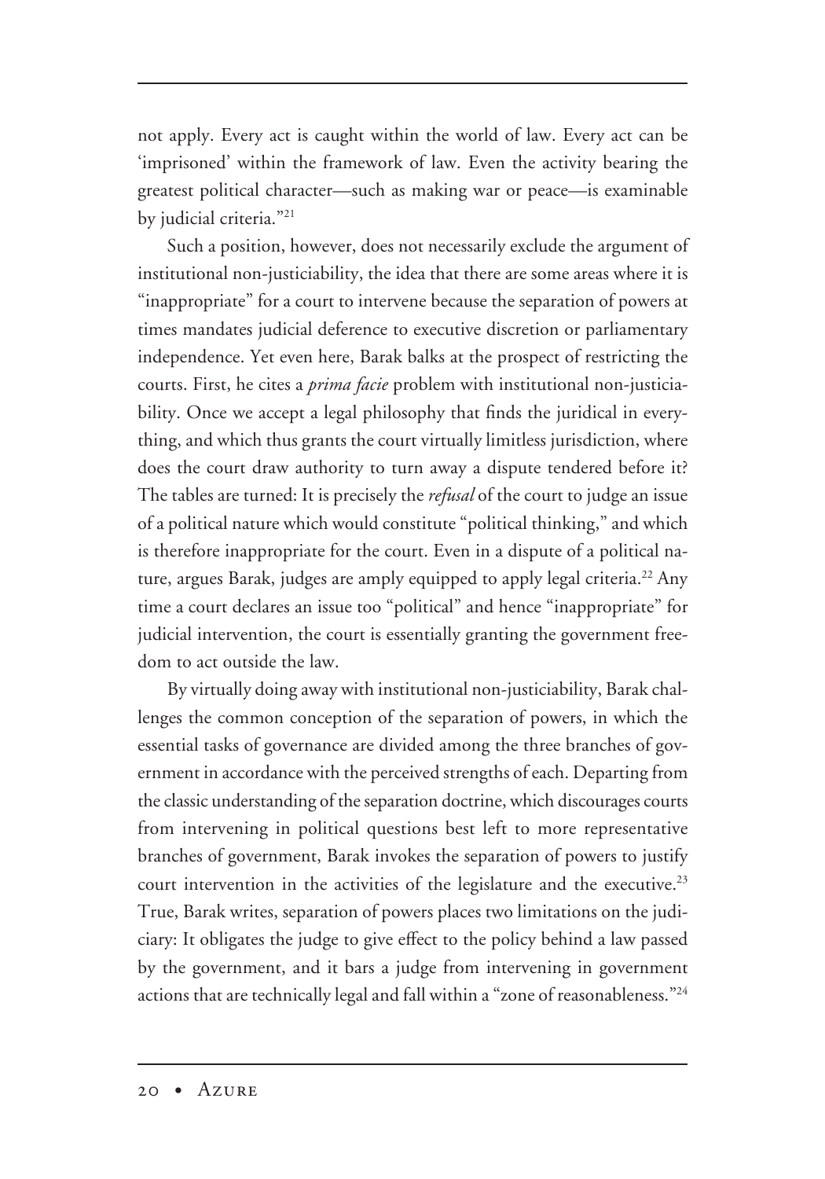not apply. Every act is caught within the world of law. Every act can be 'imprisoned' within the framework of law. Even the activity bearing the greatest political character—such as making war or peace—is examinable by judicial criteria."[21]

Such a position, however, does not necessarily exclude the argument of institutional non-justiciability, the idea that there are some areas where it is "inappropriate" for a court to intervene because the separation of powers at times mandates judicial deference to executive discretion or parliamentary independence. Yet even here, Barak balks at the prospect of restricting the courts. First, he cites a *prima facie* problem with institutional non-justiciability. Once we accept a legal philosophy that finds the juridical in everything, and which thus grants the court virtually limitless jurisdiction, where does the court draw authority to turn away a dispute tendered before it? The tables are turned: It is precisely the *refusal* of the court to judge an issue of a political nature which would constitute "political thinking," and which is therefore inappropriate for the court. Even in a dispute of a political nature, argues Barak, judges are amply equipped to apply legal criteria.[22] Any time a court declares an issue too "political" and hence "inappropriate" for judicial intervention, the court is essentially granting the government freedom to act outside the law.

By virtually doing away with institutional non-justiciability, Barak challenges the common conception of the separation of powers, in which the essential tasks of governance are divided among the three branches of government in accordance with the perceived strengths of each. Departing from the classic understanding of the separation doctrine, which discourages courts from intervening in political questions best left to more representative branches of government, Barak invokes the separation of powers to justify court intervention in the activities of the legislature and the executive.[23] True, Barak writes, separation of powers places two limitations on the judiciary: It obligates the judge to give effect to the policy behind a law passed by the government, and it bars a judge from intervening in government actions that are technically legal and fall within a "zone of reasonableness."[24]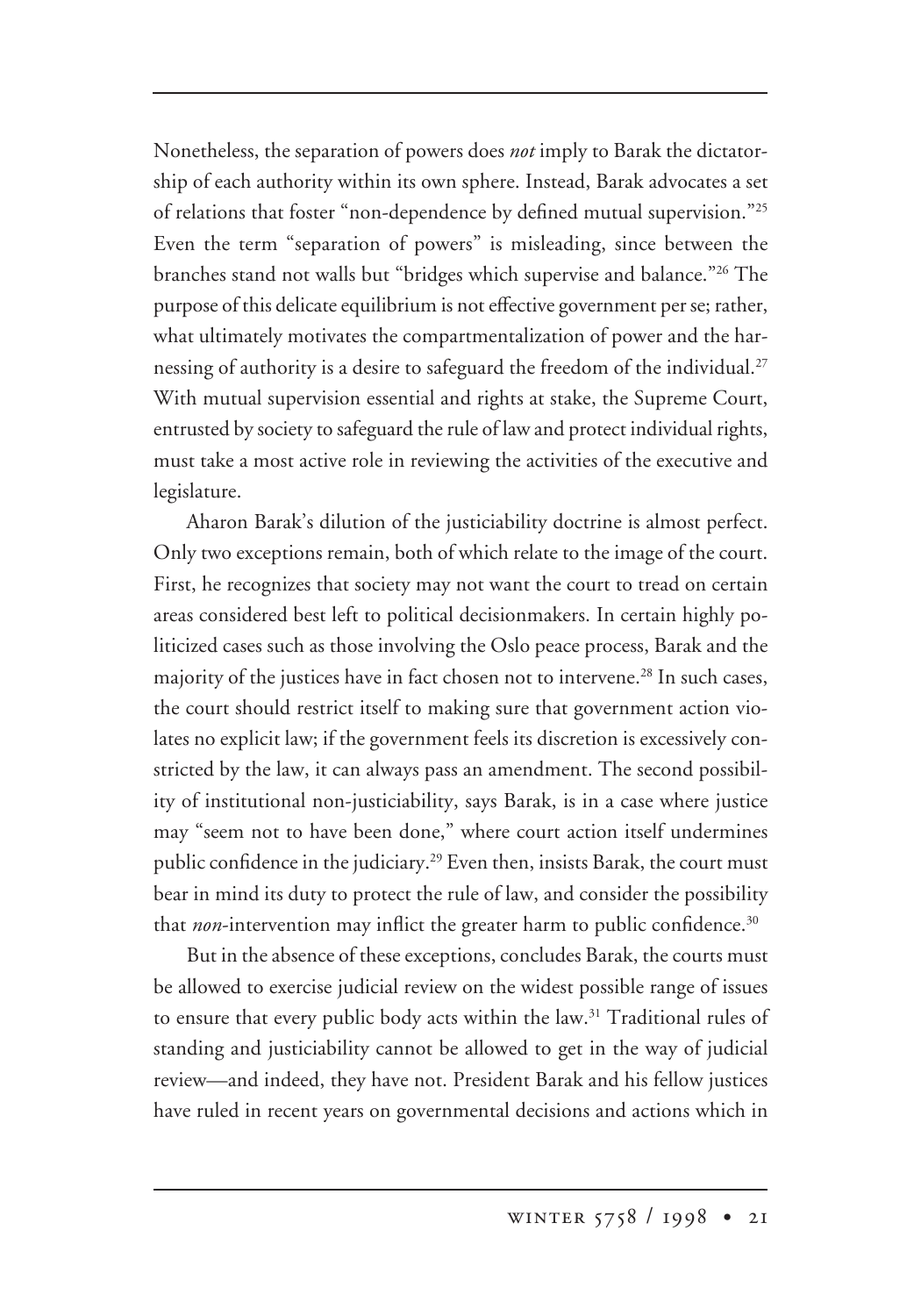Nonetheless, the separation of powers does *not* imply to Barak the dictatorship of each authority within its own sphere. Instead, Barak advocates a set of relations that foster "non-dependence by defined mutual supervision."[25] Even the term "separation of powers" is misleading, since between the branches stand not walls but "bridges which supervise and balance."[26] The purpose of this delicate equilibrium is not effective government per se; rather, what ultimately motivates the compartmentalization of power and the harnessing of authority is a desire to safeguard the freedom of the individual.[27] With mutual supervision essential and rights at stake, the Supreme Court, entrusted by society to safeguard the rule of law and protect individual rights, must take a most active role in reviewing the activities of the executive and legislature.

Aharon Barak's dilution of the justiciability doctrine is almost perfect. Only two exceptions remain, both of which relate to the image of the court. First, he recognizes that society may not want the court to tread on certain areas considered best left to political decisionmakers. In certain highly politicized cases such as those involving the Oslo peace process, Barak and the majority of the justices have in fact chosen not to intervene.[28] In such cases, the court should restrict itself to making sure that government action violates no explicit law; if the government feels its discretion is excessively constricted by the law, it can always pass an amendment. The second possibility of institutional non-justiciability, says Barak, is in a case where justice may "seem not to have been done," where court action itself undermines public confidence in the judiciary.[29] Even then, insists Barak, the court must bear in mind its duty to protect the rule of law, and consider the possibility that *non*-intervention may inflict the greater harm to public confidence.[30]

But in the absence of these exceptions, concludes Barak, the courts must be allowed to exercise judicial review on the widest possible range of issues to ensure that every public body acts within the law.[31] Traditional rules of standing and justiciability cannot be allowed to get in the way of judicial review—and indeed, they have not. President Barak and his fellow justices have ruled in recent years on governmental decisions and actions which in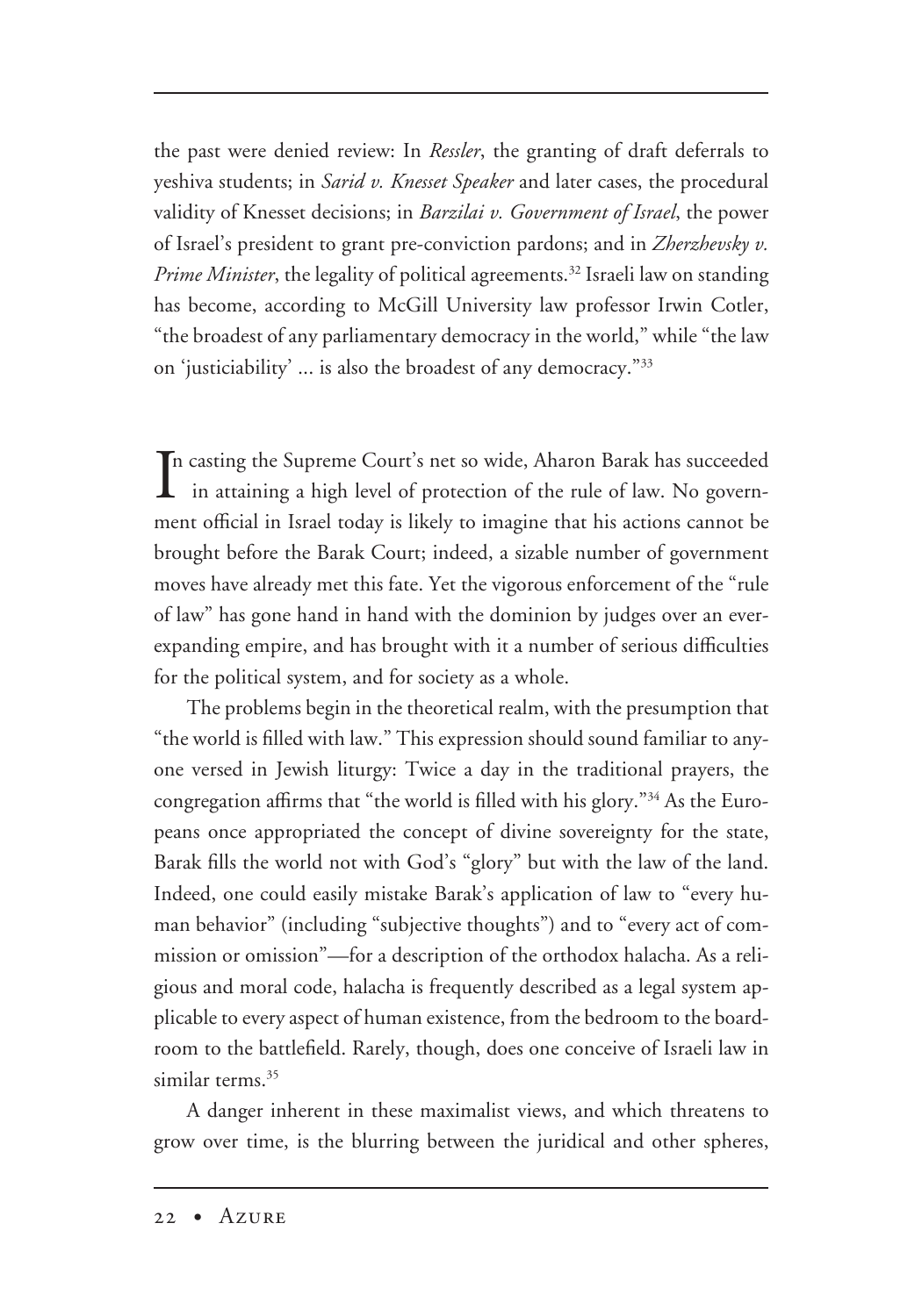the past were denied review: In *Ressler*, the granting of draft deferrals to yeshiva students; in *Sarid v. Knesset Speaker* and later cases, the procedural validity of Knesset decisions; in *Barzilai v. Government of Israel*, the power of Israel's president to grant pre-conviction pardons; and in *Zherzhevsky v. Prime Minister*, the legality of political agreements.[32] Israeli law on standing has become, according to McGill University law professor Irwin Cotler, "the broadest of any parliamentary democracy in the world," while "the law on 'justiciability' ... is also the broadest of any democracy."[33]

In casting the Supreme Court's net so wide, Aharon Barak has succeeded in attaining a high level of protection of the rule of law. No government official in Israel today is likely to imagine that his actions cannot be brought before the Barak Court; indeed, a sizable number of government moves have already met this fate. Yet the vigorous enforcement of the "rule of law" has gone hand in hand with the dominion by judges over an ever-expanding empire, and has brought with it a number of serious difficulties for the political system, and for society as a whole.

The problems begin in the theoretical realm, with the presumption that "the world is filled with law." This expression should sound familiar to anyone versed in Jewish liturgy: Twice a day in the traditional prayers, the congregation affirms that "the world is filled with his glory."[34] As the Europeans once appropriated the concept of divine sovereignty for the state, Barak fills the world not with God's "glory" but with the law of the land. Indeed, one could easily mistake Barak's application of law to "every human behavior" (including "subjective thoughts") and to "every act of commission or omission"—for a description of the orthodox halacha. As a religious and moral code, halacha is frequently described as a legal system applicable to every aspect of human existence, from the bedroom to the boardroom to the battlefield. Rarely, though, does one conceive of Israeli law in similar terms.[35]

A danger inherent in these maximalist views, and which threatens to grow over time, is the blurring between the juridical and other spheres,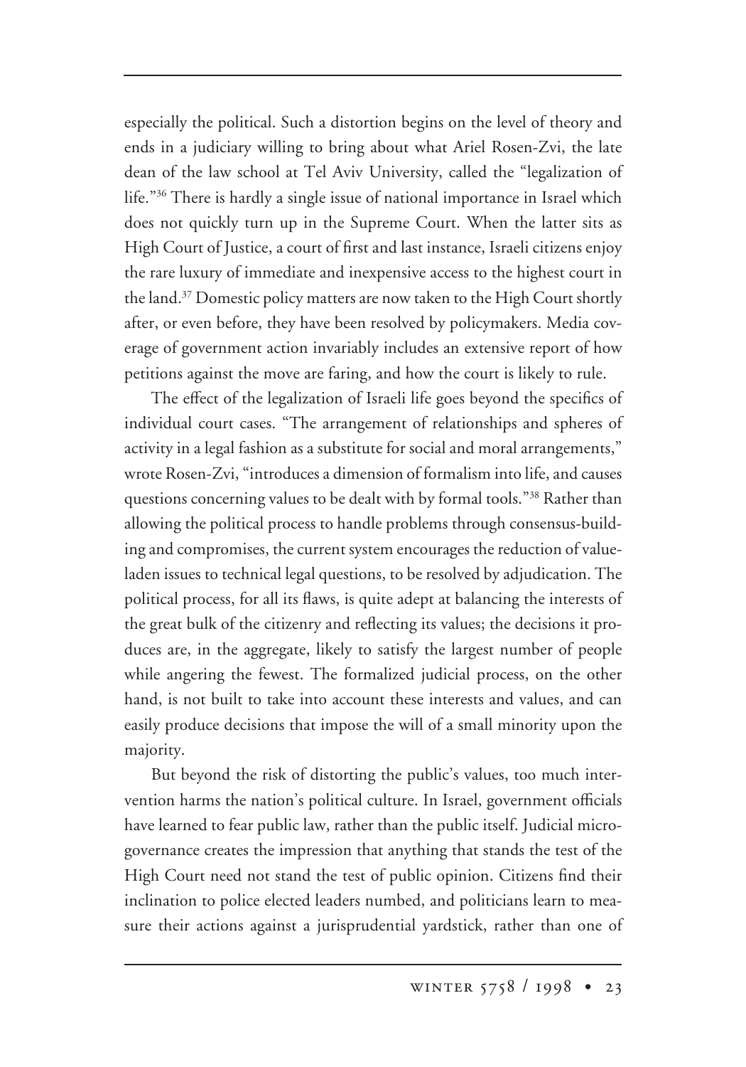especially the political. Such a distortion begins on the level of theory and ends in a judiciary willing to bring about what Ariel Rosen-Zvi, the late dean of the law school at Tel Aviv University, called the "legalization of life."[36] There is hardly a single issue of national importance in Israel which does not quickly turn up in the Supreme Court. When the latter sits as High Court of Justice, a court of first and last instance, Israeli citizens enjoy the rare luxury of immediate and inexpensive access to the highest court in the land.[37] Domestic policy matters are now taken to the High Court shortly after, or even before, they have been resolved by policymakers. Media coverage of government action invariably includes an extensive report of how petitions against the move are faring, and how the court is likely to rule.

The effect of the legalization of Israeli life goes beyond the specifics of individual court cases. "The arrangement of relationships and spheres of activity in a legal fashion as a substitute for social and moral arrangements," wrote Rosen-Zvi, "introduces a dimension of formalism into life, and causes questions concerning values to be dealt with by formal tools."[38] Rather than allowing the political process to handle problems through consensus-building and compromises, the current system encourages the reduction of value-laden issues to technical legal questions, to be resolved by adjudication. The political process, for all its flaws, is quite adept at balancing the interests of the great bulk of the citizenry and reflecting its values; the decisions it produces are, in the aggregate, likely to satisfy the largest number of people while angering the fewest. The formalized judicial process, on the other hand, is not built to take into account these interests and values, and can easily produce decisions that impose the will of a small minority upon the majority.

But beyond the risk of distorting the public's values, too much intervention harms the nation's political culture. In Israel, government officials have learned to fear public law, rather than the public itself. Judicial micro-governance creates the impression that anything that stands the test of the High Court need not stand the test of public opinion. Citizens find their inclination to police elected leaders numbed, and politicians learn to measure their actions against a jurisprudential yardstick, rather than one of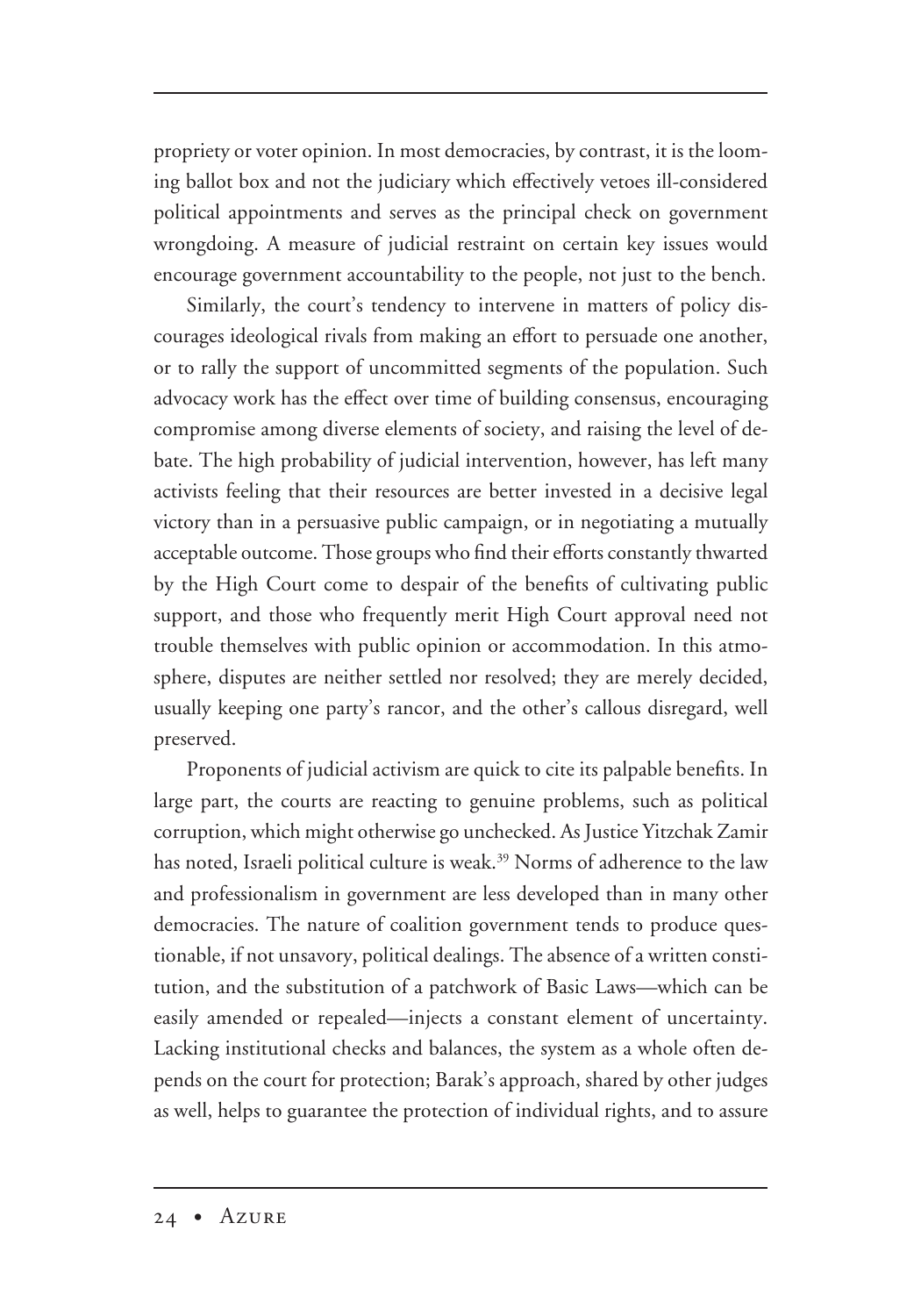propriety or voter opinion. In most democracies, by contrast, it is the looming ballot box and not the judiciary which effectively vetoes ill-considered political appointments and serves as the principal check on government wrongdoing. A measure of judicial restraint on certain key issues would encourage government accountability to the people, not just to the bench.

Similarly, the court's tendency to intervene in matters of policy discourages ideological rivals from making an effort to persuade one another, or to rally the support of uncommitted segments of the population. Such advocacy work has the effect over time of building consensus, encouraging compromise among diverse elements of society, and raising the level of debate. The high probability of judicial intervention, however, has left many activists feeling that their resources are better invested in a decisive legal victory than in a persuasive public campaign, or in negotiating a mutually acceptable outcome. Those groups who find their efforts constantly thwarted by the High Court come to despair of the benefits of cultivating public support, and those who frequently merit High Court approval need not trouble themselves with public opinion or accommodation. In this atmosphere, disputes are neither settled nor resolved; they are merely decided, usually keeping one party's rancor, and the other's callous disregard, well preserved.

Proponents of judicial activism are quick to cite its palpable benefits. In large part, the courts are reacting to genuine problems, such as political corruption, which might otherwise go unchecked. As Justice Yitzchak Zamir has noted, Israeli political culture is weak.[39] Norms of adherence to the law and professionalism in government are less developed than in many other democracies. The nature of coalition government tends to produce questionable, if not unsavory, political dealings. The absence of a written constitution, and the substitution of a patchwork of Basic Laws—which can be easily amended or repealed—injects a constant element of uncertainty. Lacking institutional checks and balances, the system as a whole often depends on the court for protection; Barak's approach, shared by other judges as well, helps to guarantee the protection of individual rights, and to assure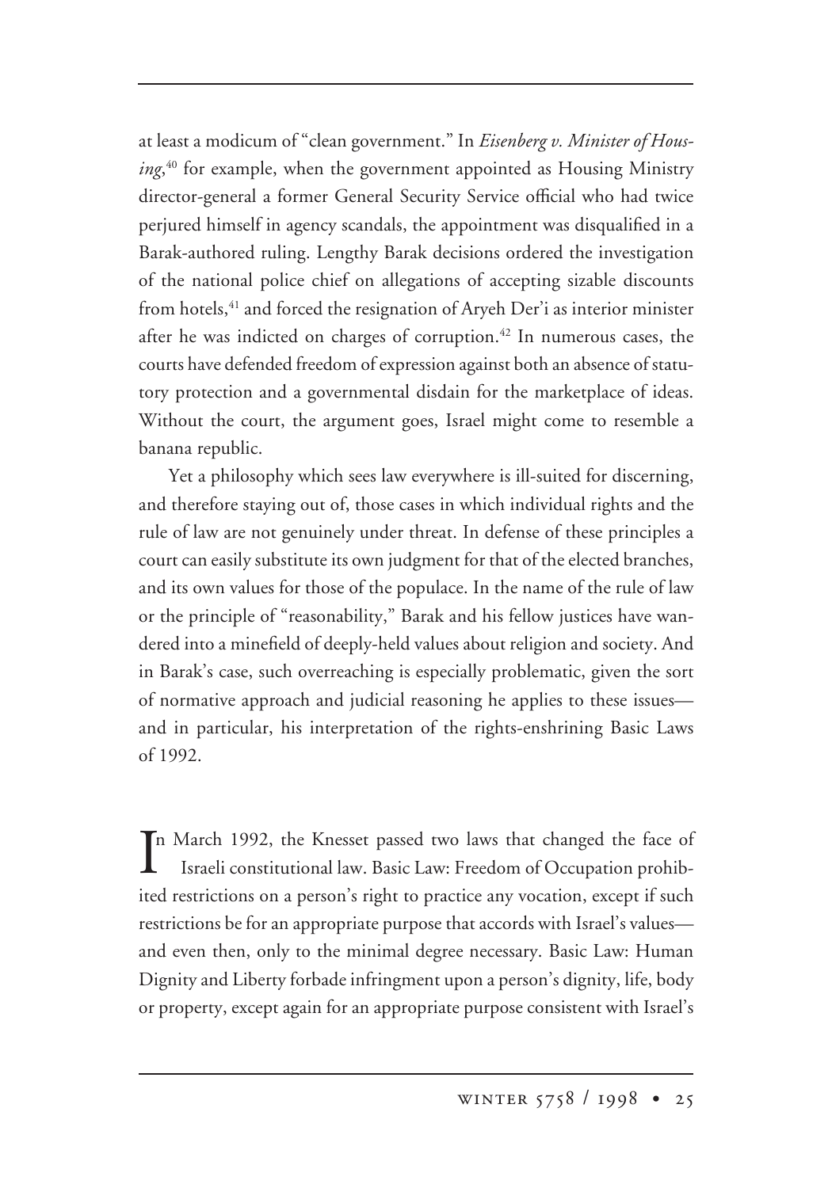at least a modicum of "clean government." In *Eisenberg v. Minister of Housing*,[40] for example, when the government appointed as Housing Ministry director-general a former General Security Service official who had twice perjured himself in agency scandals, the appointment was disqualified in a Barak-authored ruling. Lengthy Barak decisions ordered the investigation of the national police chief on allegations of accepting sizable discounts from hotels,[41] and forced the resignation of Aryeh Der'i as interior minister after he was indicted on charges of corruption.[42] In numerous cases, the courts have defended freedom of expression against both an absence of statutory protection and a governmental disdain for the marketplace of ideas. Without the court, the argument goes, Israel might come to resemble a banana republic.

Yet a philosophy which sees law everywhere is ill-suited for discerning, and therefore staying out of, those cases in which individual rights and the rule of law are not genuinely under threat. In defense of these principles a court can easily substitute its own judgment for that of the elected branches, and its own values for those of the populace. In the name of the rule of law or the principle of "reasonability," Barak and his fellow justices have wandered into a minefield of deeply-held values about religion and society. And in Barak's case, such overreaching is especially problematic, given the sort of normative approach and judicial reasoning he applies to these issues—and in particular, his interpretation of the rights-enshrining Basic Laws of 1992.

In March 1992, the Knesset passed two laws that changed the face of Israeli constitutional law. Basic Law: Freedom of Occupation prohibited restrictions on a person's right to practice any vocation, except if such restrictions be for an appropriate purpose that accords with Israel's values—and even then, only to the minimal degree necessary. Basic Law: Human Dignity and Liberty forbade infringment upon a person's dignity, life, body or property, except again for an appropriate purpose consistent with Israel's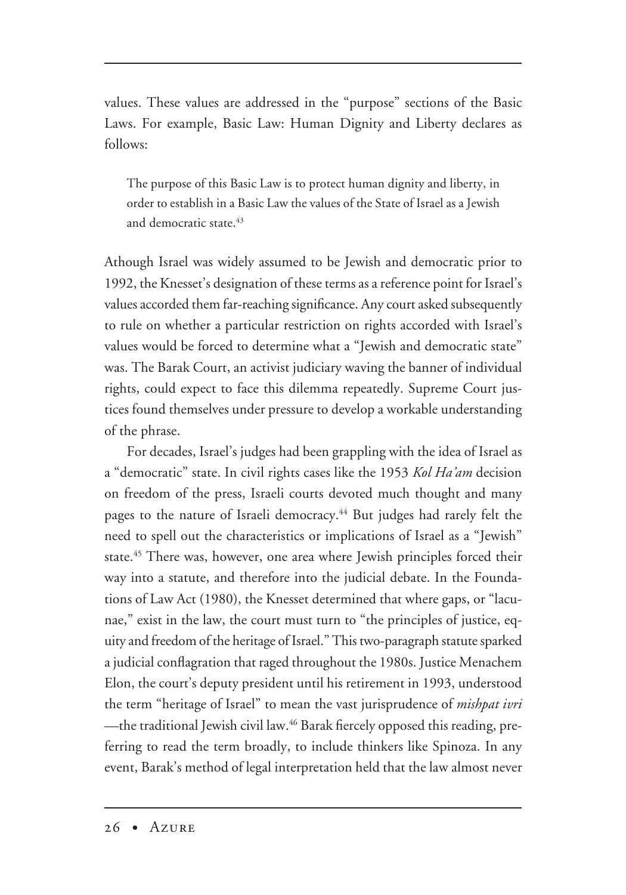values. These values are addressed in the "purpose" sections of the Basic Laws. For example, Basic Law: Human Dignity and Liberty declares as follows:

> The purpose of this Basic Law is to protect human dignity and liberty, in order to establish in a Basic Law the values of the State of Israel as a Jewish and democratic state.[43]

Athough Israel was widely assumed to be Jewish and democratic prior to 1992, the Knesset's designation of these terms as a reference point for Israel's values accorded them far-reaching significance. Any court asked subsequently to rule on whether a particular restriction on rights accorded with Israel's values would be forced to determine what a "Jewish and democratic state" was. The Barak Court, an activist judiciary waving the banner of individual rights, could expect to face this dilemma repeatedly. Supreme Court justices found themselves under pressure to develop a workable understanding of the phrase.

For decades, Israel's judges had been grappling with the idea of Israel as a "democratic" state. In civil rights cases like the 1953 *Kol Ha'am* decision on freedom of the press, Israeli courts devoted much thought and many pages to the nature of Israeli democracy.[44] But judges had rarely felt the need to spell out the characteristics or implications of Israel as a "Jewish" state.[45] There was, however, one area where Jewish principles forced their way into a statute, and therefore into the judicial debate. In the Foundations of Law Act (1980), the Knesset determined that where gaps, or "lacunae," exist in the law, the court must turn to "the principles of justice, equity and freedom of the heritage of Israel." This two-paragraph statute sparked a judicial conflagration that raged throughout the 1980s. Justice Menachem Elon, the court's deputy president until his retirement in 1993, understood the term "heritage of Israel" to mean the vast jurisprudence of *mishpat ivri* —the traditional Jewish civil law.[46] Barak fiercely opposed this reading, preferring to read the term broadly, to include thinkers like Spinoza. In any event, Barak's method of legal interpretation held that the law almost never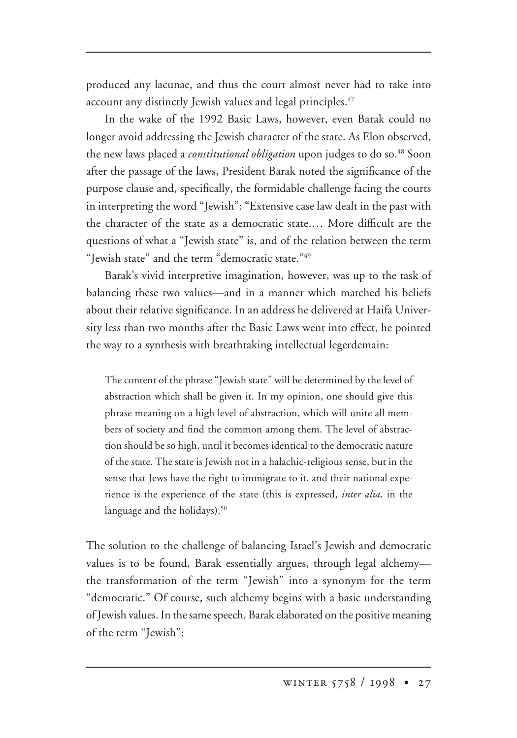produced any lacunae, and thus the court almost never had to take into account any distinctly Jewish values and legal principles.[47]

In the wake of the 1992 Basic Laws, however, even Barak could no longer avoid addressing the Jewish character of the state. As Elon observed, the new laws placed a *constitutional obligation* upon judges to do so.[48] Soon after the passage of the laws, President Barak noted the significance of the purpose clause and, specifically, the formidable challenge facing the courts in interpreting the word "Jewish": "Extensive case law dealt in the past with the character of the state as a democratic state.… More difficult are the questions of what a "Jewish state" is, and of the relation between the term "Jewish state" and the term "democratic state."[49]

Barak's vivid interpretive imagination, however, was up to the task of balancing these two values—and in a manner which matched his beliefs about their relative significance. In an address he delivered at Haifa University less than two months after the Basic Laws went into effect, he pointed the way to a synthesis with breathtaking intellectual legerdemain:

> The content of the phrase "Jewish state" will be determined by the level of abstraction which shall be given it. In my opinion, one should give this phrase meaning on a high level of abstraction, which will unite all members of society and find the common among them. The level of abstraction should be so high, until it becomes identical to the democratic nature of the state. The state is Jewish not in a halachic-religious sense, but in the sense that Jews have the right to immigrate to it, and their national experience is the experience of the state (this is expressed, *inter alia*, in the language and the holidays).[50]

The solution to the challenge of balancing Israel's Jewish and democratic values is to be found, Barak essentially argues, through legal alchemy—the transformation of the term "Jewish" into a synonym for the term "democratic." Of course, such alchemy begins with a basic understanding of Jewish values. In the same speech, Barak elaborated on the positive meaning of the term "Jewish":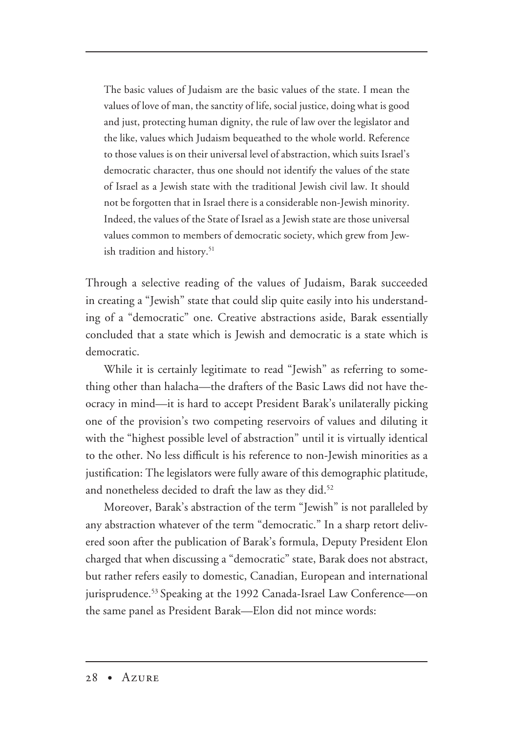> The basic values of Judaism are the basic values of the state. I mean the values of love of man, the sanctity of life, social justice, doing what is good and just, protecting human dignity, the rule of law over the legislator and the like, values which Judaism bequeathed to the whole world. Reference to those values is on their universal level of abstraction, which suits Israel's democratic character, thus one should not identify the values of the state of Israel as a Jewish state with the traditional Jewish civil law. It should not be forgotten that in Israel there is a considerable non-Jewish minority. Indeed, the values of the State of Israel as a Jewish state are those universal values common to members of democratic society, which grew from Jewish tradition and history.[51]

Through a selective reading of the values of Judaism, Barak succeeded in creating a "Jewish" state that could slip quite easily into his understanding of a "democratic" one. Creative abstractions aside, Barak essentially concluded that a state which is Jewish and democratic is a state which is democratic.

While it is certainly legitimate to read "Jewish" as referring to something other than halacha—the drafters of the Basic Laws did not have theocracy in mind—it is hard to accept President Barak's unilaterally picking one of the provision's two competing reservoirs of values and diluting it with the "highest possible level of abstraction" until it is virtually identical to the other. No less difficult is his reference to non-Jewish minorities as a justification: The legislators were fully aware of this demographic platitude, and nonetheless decided to draft the law as they did.[52]

Moreover, Barak's abstraction of the term "Jewish" is not paralleled by any abstraction whatever of the term "democratic." In a sharp retort delivered soon after the publication of Barak's formula, Deputy President Elon charged that when discussing a "democratic" state, Barak does not abstract, but rather refers easily to domestic, Canadian, European and international jurisprudence.[53] Speaking at the 1992 Canada-Israel Law Conference—on the same panel as President Barak—Elon did not mince words: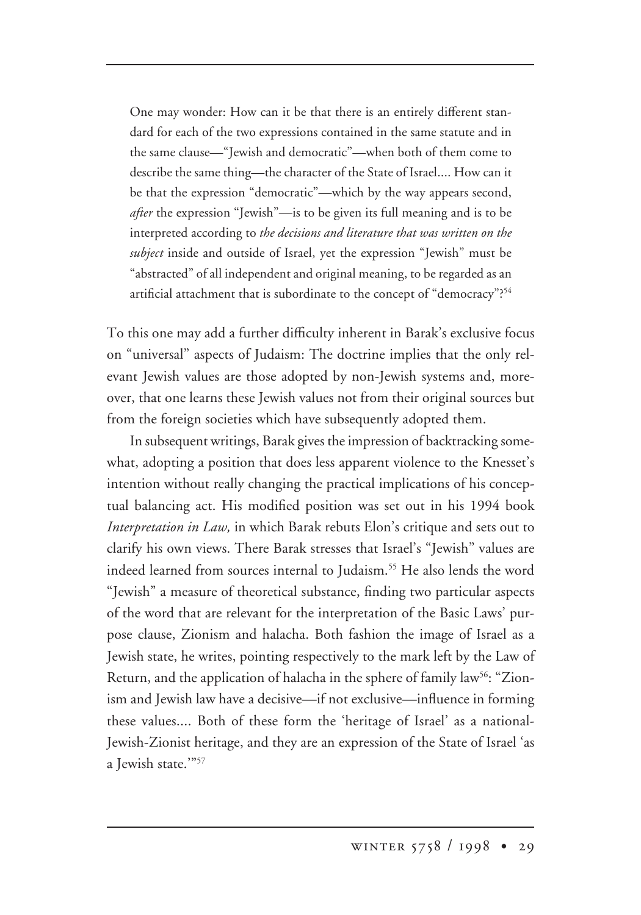> One may wonder: How can it be that there is an entirely different standard for each of the two expressions contained in the same statute and in the same clause—"Jewish and democratic"—when both of them come to describe the same thing—the character of the State of Israel.... How can it be that the expression "democratic"—which by the way appears second, *after* the expression "Jewish"—is to be given its full meaning and is to be interpreted according to *the decisions and literature that was written on the subject* inside and outside of Israel, yet the expression "Jewish" must be "abstracted" of all independent and original meaning, to be regarded as an artificial attachment that is subordinate to the concept of "democracy"?[54]

To this one may add a further difficulty inherent in Barak's exclusive focus on "universal" aspects of Judaism: The doctrine implies that the only relevant Jewish values are those adopted by non-Jewish systems and, moreover, that one learns these Jewish values not from their original sources but from the foreign societies which have subsequently adopted them.

In subsequent writings, Barak gives the impression of backtracking somewhat, adopting a position that does less apparent violence to the Knesset's intention without really changing the practical implications of his conceptual balancing act. His modified position was set out in his 1994 book *Interpretation in Law,* in which Barak rebuts Elon's critique and sets out to clarify his own views. There Barak stresses that Israel's "Jewish" values are indeed learned from sources internal to Judaism.[55] He also lends the word "Jewish" a measure of theoretical substance, finding two particular aspects of the word that are relevant for the interpretation of the Basic Laws' purpose clause, Zionism and halacha. Both fashion the image of Israel as a Jewish state, he writes, pointing respectively to the mark left by the Law of Return, and the application of halacha in the sphere of family law[56]: "Zionism and Jewish law have a decisive—if not exclusive—influence in forming these values.... Both of these form the 'heritage of Israel' as a national-Jewish-Zionist heritage, and they are an expression of the State of Israel 'as a Jewish state.'"[57]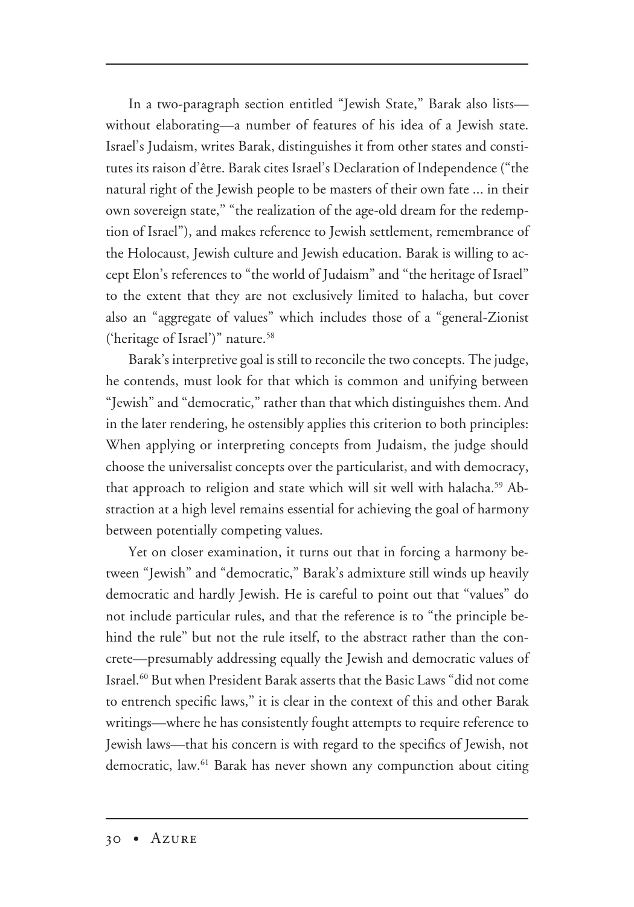In a two-paragraph section entitled "Jewish State," Barak also lists—without elaborating—a number of features of his idea of a Jewish state. Israel's Judaism, writes Barak, distinguishes it from other states and constitutes its raison d'être. Barak cites Israel's Declaration of Independence ("the natural right of the Jewish people to be masters of their own fate ... in their own sovereign state," "the realization of the age-old dream for the redemption of Israel"), and makes reference to Jewish settlement, remembrance of the Holocaust, Jewish culture and Jewish education. Barak is willing to accept Elon's references to "the world of Judaism" and "the heritage of Israel" to the extent that they are not exclusively limited to halacha, but cover also an "aggregate of values" which includes those of a "general-Zionist ('heritage of Israel')" nature.[58]

Barak's interpretive goal is still to reconcile the two concepts. The judge, he contends, must look for that which is common and unifying between "Jewish" and "democratic," rather than that which distinguishes them. And in the later rendering, he ostensibly applies this criterion to both principles: When applying or interpreting concepts from Judaism, the judge should choose the universalist concepts over the particularist, and with democracy, that approach to religion and state which will sit well with halacha.[59] Abstraction at a high level remains essential for achieving the goal of harmony between potentially competing values.

Yet on closer examination, it turns out that in forcing a harmony between "Jewish" and "democratic," Barak's admixture still winds up heavily democratic and hardly Jewish. He is careful to point out that "values" do not include particular rules, and that the reference is to "the principle behind the rule" but not the rule itself, to the abstract rather than the concrete—presumably addressing equally the Jewish and democratic values of Israel.[60] But when President Barak asserts that the Basic Laws "did not come to entrench specific laws," it is clear in the context of this and other Barak writings—where he has consistently fought attempts to require reference to Jewish laws—that his concern is with regard to the specifics of Jewish, not democratic, law.[61] Barak has never shown any compunction about citing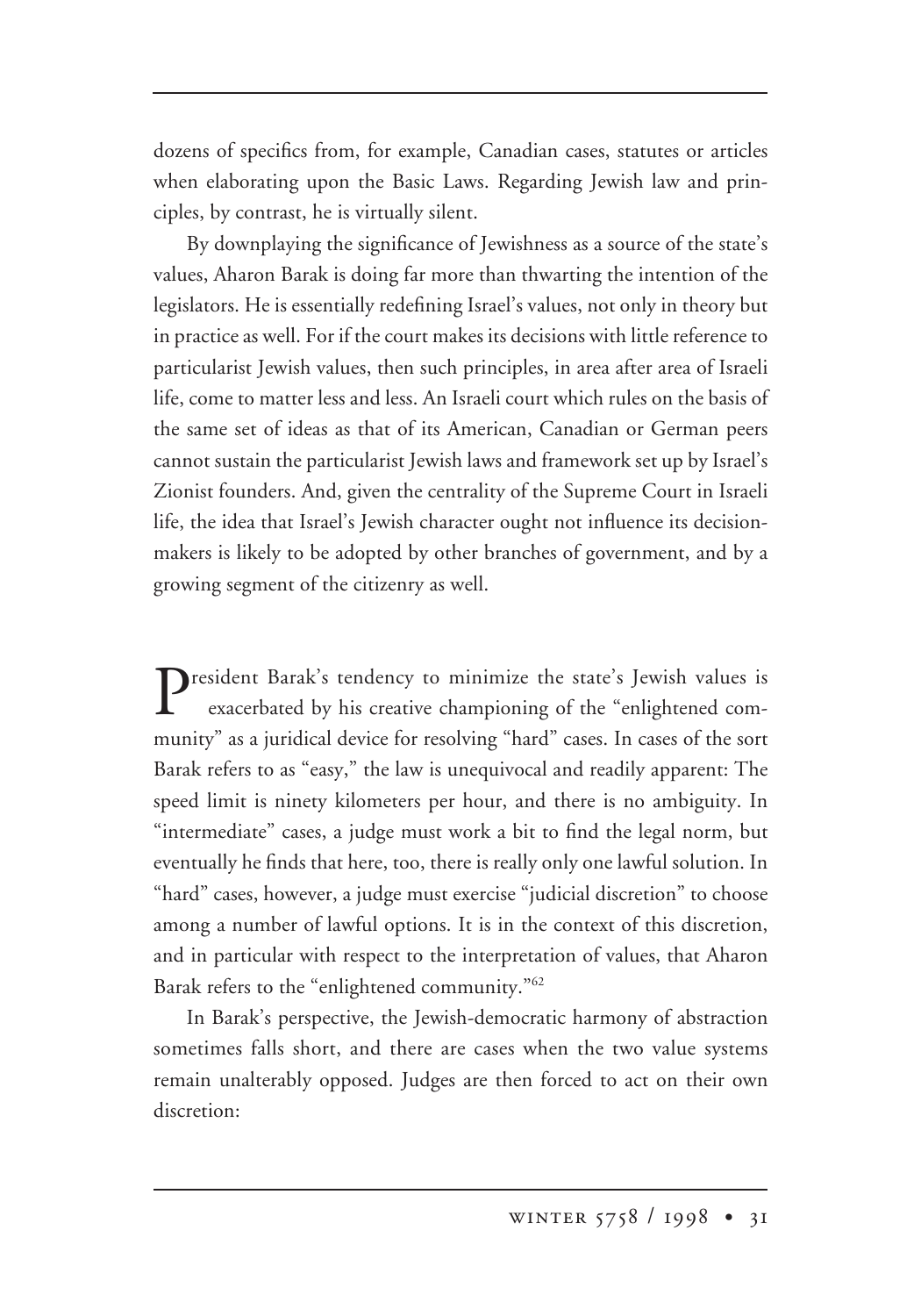dozens of specifics from, for example, Canadian cases, statutes or articles when elaborating upon the Basic Laws. Regarding Jewish law and principles, by contrast, he is virtually silent.

By downplaying the significance of Jewishness as a source of the state's values, Aharon Barak is doing far more than thwarting the intention of the legislators. He is essentially redefining Israel's values, not only in theory but in practice as well. For if the court makes its decisions with little reference to particularist Jewish values, then such principles, in area after area of Israeli life, come to matter less and less. An Israeli court which rules on the basis of the same set of ideas as that of its American, Canadian or German peers cannot sustain the particularist Jewish laws and framework set up by Israel's Zionist founders. And, given the centrality of the Supreme Court in Israeli life, the idea that Israel's Jewish character ought not influence its decision-makers is likely to be adopted by other branches of government, and by a growing segment of the citizenry as well.

President Barak's tendency to minimize the state's Jewish values is exacerbated by his creative championing of the "enlightened community" as a juridical device for resolving "hard" cases. In cases of the sort Barak refers to as "easy," the law is unequivocal and readily apparent: The speed limit is ninety kilometers per hour, and there is no ambiguity. In "intermediate" cases, a judge must work a bit to find the legal norm, but eventually he finds that here, too, there is really only one lawful solution. In "hard" cases, however, a judge must exercise "judicial discretion" to choose among a number of lawful options. It is in the context of this discretion, and in particular with respect to the interpretation of values, that Aharon Barak refers to the "enlightened community."[62]

In Barak's perspective, the Jewish-democratic harmony of abstraction sometimes falls short, and there are cases when the two value systems remain unalterably opposed. Judges are then forced to act on their own discretion: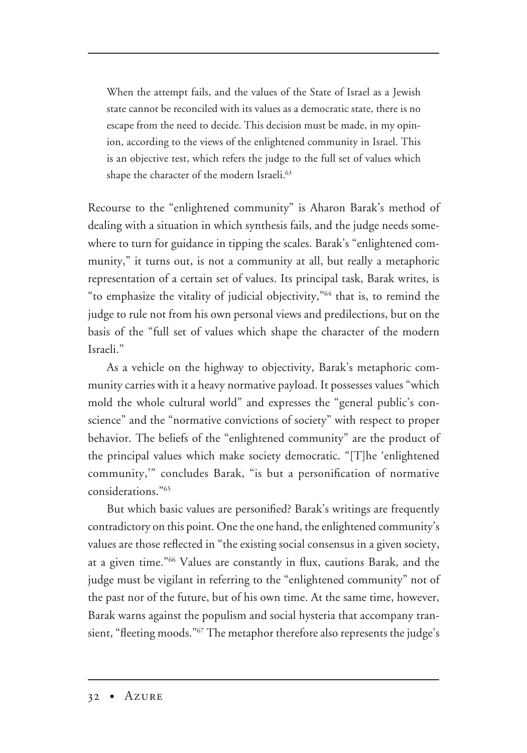> When the attempt fails, and the values of the State of Israel as a Jewish state cannot be reconciled with its values as a democratic state, there is no escape from the need to decide. This decision must be made, in my opinion, according to the views of the enlightened community in Israel. This is an objective test, which refers the judge to the full set of values which shape the character of the modern Israeli.[63]

Recourse to the "enlightened community" is Aharon Barak's method of dealing with a situation in which synthesis fails, and the judge needs somewhere to turn for guidance in tipping the scales. Barak's "enlightened community," it turns out, is not a community at all, but really a metaphoric representation of a certain set of values. Its principal task, Barak writes, is "to emphasize the vitality of judicial objectivity,"[64] that is, to remind the judge to rule not from his own personal views and predilections, but on the basis of the "full set of values which shape the character of the modern Israeli."

As a vehicle on the highway to objectivity, Barak's metaphoric community carries with it a heavy normative payload. It possesses values "which mold the whole cultural world" and expresses the "general public's conscience" and the "normative convictions of society" with respect to proper behavior. The beliefs of the "enlightened community" are the product of the principal values which make society democratic. "[T]he 'enlightened community,'" concludes Barak, "is but a personification of normative considerations."[65]

But which basic values are personified? Barak's writings are frequently contradictory on this point. One the one hand, the enlightened community's values are those reflected in "the existing social consensus in a given society, at a given time."[66] Values are constantly in flux, cautions Barak, and the judge must be vigilant in referring to the "enlightened community" not of the past nor of the future, but of his own time. At the same time, however, Barak warns against the populism and social hysteria that accompany transient, "fleeting moods."[67] The metaphor therefore also represents the judge's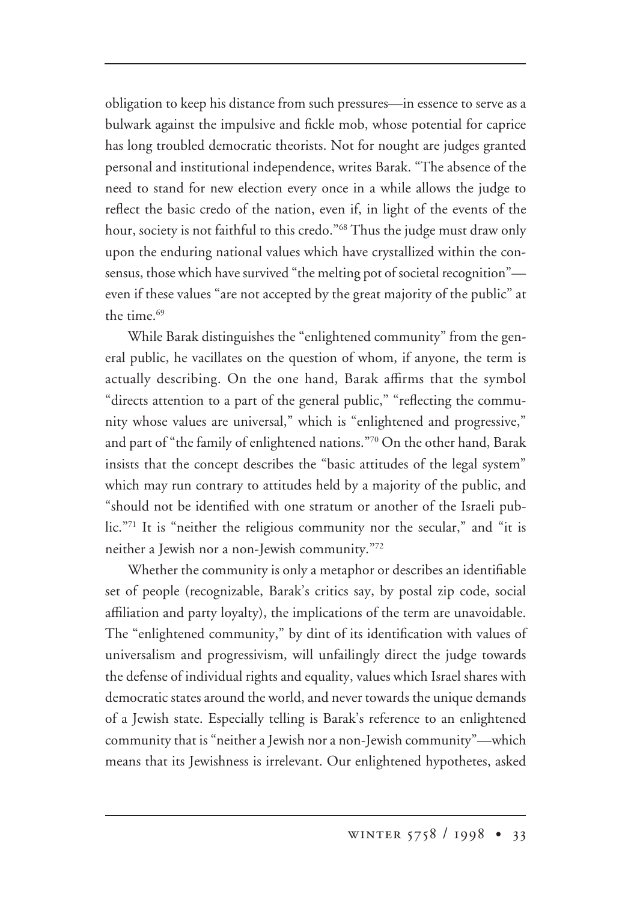obligation to keep his distance from such pressures—in essence to serve as a bulwark against the impulsive and fickle mob, whose potential for caprice has long troubled democratic theorists. Not for nought are judges granted personal and institutional independence, writes Barak. "The absence of the need to stand for new election every once in a while allows the judge to reflect the basic credo of the nation, even if, in light of the events of the hour, society is not faithful to this credo."[68] Thus the judge must draw only upon the enduring national values which have crystallized within the consensus, those which have survived "the melting pot of societal recognition"—even if these values "are not accepted by the great majority of the public" at the time.[69]

While Barak distinguishes the "enlightened community" from the general public, he vacillates on the question of whom, if anyone, the term is actually describing. On the one hand, Barak affirms that the symbol "directs attention to a part of the general public," "reflecting the community whose values are universal," which is "enlightened and progressive," and part of "the family of enlightened nations."[70] On the other hand, Barak insists that the concept describes the "basic attitudes of the legal system" which may run contrary to attitudes held by a majority of the public, and "should not be identified with one stratum or another of the Israeli public."[71] It is "neither the religious community nor the secular," and "it is neither a Jewish nor a non-Jewish community."[72]

Whether the community is only a metaphor or describes an identifiable set of people (recognizable, Barak's critics say, by postal zip code, social affiliation and party loyalty), the implications of the term are unavoidable. The "enlightened community," by dint of its identification with values of universalism and progressivism, will unfailingly direct the judge towards the defense of individual rights and equality, values which Israel shares with democratic states around the world, and never towards the unique demands of a Jewish state. Especially telling is Barak's reference to an enlightened community that is "neither a Jewish nor a non-Jewish community"—which means that its Jewishness is irrelevant. Our enlightened hypothetes, asked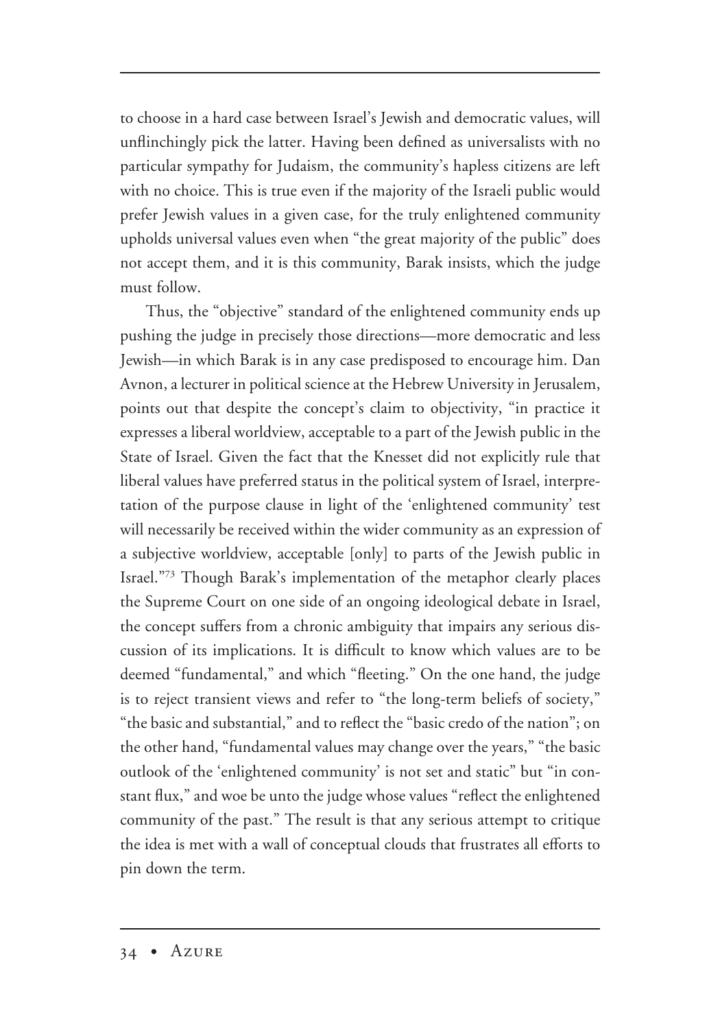to choose in a hard case between Israel's Jewish and democratic values, will unflinchingly pick the latter. Having been defined as universalists with no particular sympathy for Judaism, the community's hapless citizens are left with no choice. This is true even if the majority of the Israeli public would prefer Jewish values in a given case, for the truly enlightened community upholds universal values even when "the great majority of the public" does not accept them, and it is this community, Barak insists, which the judge must follow.

Thus, the "objective" standard of the enlightened community ends up pushing the judge in precisely those directions—more democratic and less Jewish—in which Barak is in any case predisposed to encourage him. Dan Avnon, a lecturer in political science at the Hebrew University in Jerusalem, points out that despite the concept's claim to objectivity, "in practice it expresses a liberal worldview, acceptable to a part of the Jewish public in the State of Israel. Given the fact that the Knesset did not explicitly rule that liberal values have preferred status in the political system of Israel, interpretation of the purpose clause in light of the 'enlightened community' test will necessarily be received within the wider community as an expression of a subjective worldview, acceptable [only] to parts of the Jewish public in Israel."[73] Though Barak's implementation of the metaphor clearly places the Supreme Court on one side of an ongoing ideological debate in Israel, the concept suffers from a chronic ambiguity that impairs any serious discussion of its implications. It is difficult to know which values are to be deemed "fundamental," and which "fleeting." On the one hand, the judge is to reject transient views and refer to "the long-term beliefs of society," "the basic and substantial," and to reflect the "basic credo of the nation"; on the other hand, "fundamental values may change over the years," "the basic outlook of the 'enlightened community' is not set and static" but "in constant flux," and woe be unto the judge whose values "reflect the enlightened community of the past." The result is that any serious attempt to critique the idea is met with a wall of conceptual clouds that frustrates all efforts to pin down the term.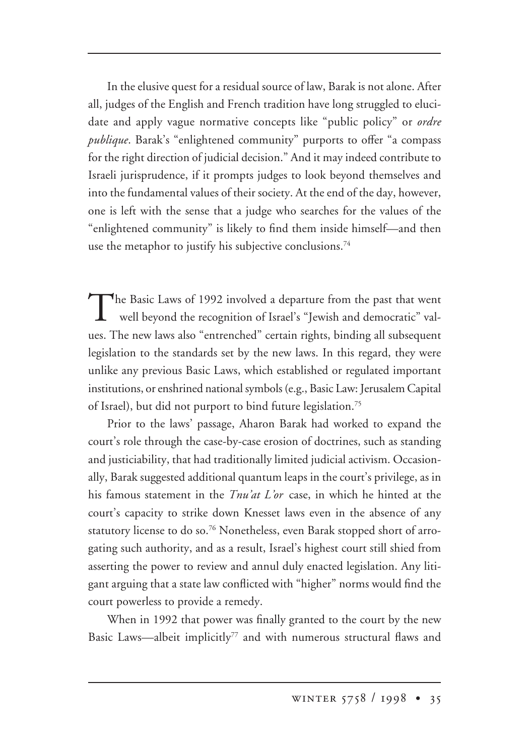In the elusive quest for a residual source of law, Barak is not alone. After all, judges of the English and French tradition have long struggled to elucidate and apply vague normative concepts like "public policy" or *ordre publique*. Barak's "enlightened community" purports to offer "a compass for the right direction of judicial decision." And it may indeed contribute to Israeli jurisprudence, if it prompts judges to look beyond themselves and into the fundamental values of their society. At the end of the day, however, one is left with the sense that a judge who searches for the values of the "enlightened community" is likely to find them inside himself—and then use the metaphor to justify his subjective conclusions.[74]

The Basic Laws of 1992 involved a departure from the past that went well beyond the recognition of Israel's "Jewish and democratic" values. The new laws also "entrenched" certain rights, binding all subsequent legislation to the standards set by the new laws. In this regard, they were unlike any previous Basic Laws, which established or regulated important institutions, or enshrined national symbols (e.g., Basic Law: Jerusalem Capital of Israel), but did not purport to bind future legislation.[75]

Prior to the laws' passage, Aharon Barak had worked to expand the court's role through the case-by-case erosion of doctrines, such as standing and justiciability, that had traditionally limited judicial activism. Occasionally, Barak suggested additional quantum leaps in the court's privilege, as in his famous statement in the *Tnu'at L'or* case, in which he hinted at the court's capacity to strike down Knesset laws even in the absence of any statutory license to do so.[76] Nonetheless, even Barak stopped short of arrogating such authority, and as a result, Israel's highest court still shied from asserting the power to review and annul duly enacted legislation. Any litigant arguing that a state law conflicted with "higher" norms would find the court powerless to provide a remedy.

When in 1992 that power was finally granted to the court by the new Basic Laws—albeit implicitly[77] and with numerous structural flaws and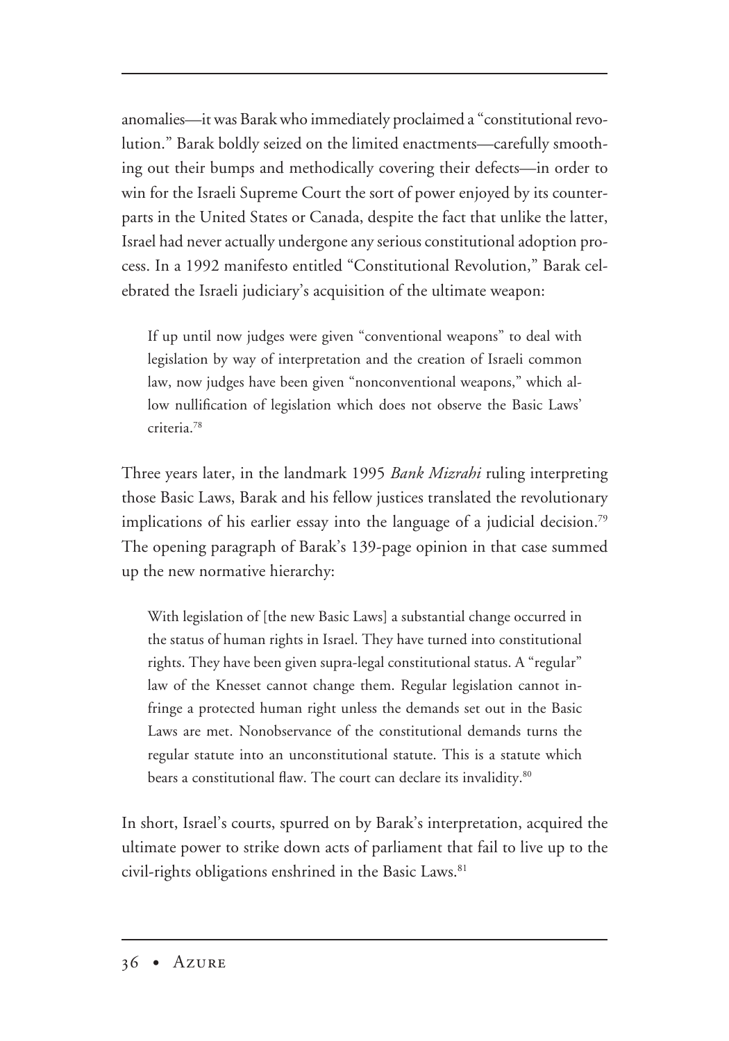anomalies—it was Barak who immediately proclaimed a "constitutional revolution." Barak boldly seized on the limited enactments—carefully smoothing out their bumps and methodically covering their defects—in order to win for the Israeli Supreme Court the sort of power enjoyed by its counterparts in the United States or Canada, despite the fact that unlike the latter, Israel had never actually undergone any serious constitutional adoption process. In a 1992 manifesto entitled "Constitutional Revolution," Barak celebrated the Israeli judiciary's acquisition of the ultimate weapon:

> If up until now judges were given "conventional weapons" to deal with legislation by way of interpretation and the creation of Israeli common law, now judges have been given "nonconventional weapons," which allow nullification of legislation which does not observe the Basic Laws' criteria.[78]

Three years later, in the landmark 1995 *Bank Mizrahi* ruling interpreting those Basic Laws, Barak and his fellow justices translated the revolutionary implications of his earlier essay into the language of a judicial decision.[79] The opening paragraph of Barak's 139-page opinion in that case summed up the new normative hierarchy:

> With legislation of [the new Basic Laws] a substantial change occurred in the status of human rights in Israel. They have turned into constitutional rights. They have been given supra-legal constitutional status. A "regular" law of the Knesset cannot change them. Regular legislation cannot infringe a protected human right unless the demands set out in the Basic Laws are met. Nonobservance of the constitutional demands turns the regular statute into an unconstitutional statute. This is a statute which bears a constitutional flaw. The court can declare its invalidity.[80]

In short, Israel's courts, spurred on by Barak's interpretation, acquired the ultimate power to strike down acts of parliament that fail to live up to the civil-rights obligations enshrined in the Basic Laws.[81]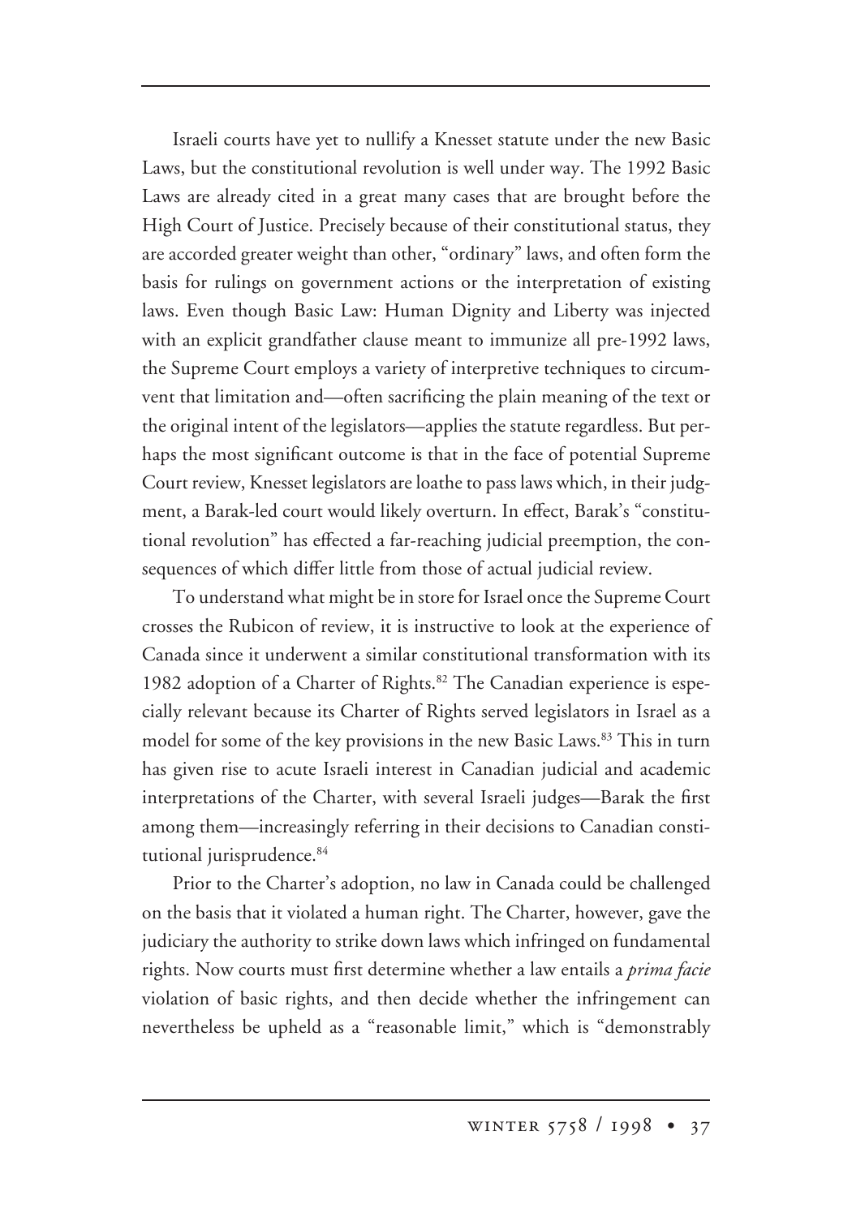Israeli courts have yet to nullify a Knesset statute under the new Basic Laws, but the constitutional revolution is well under way. The 1992 Basic Laws are already cited in a great many cases that are brought before the High Court of Justice. Precisely because of their constitutional status, they are accorded greater weight than other, "ordinary" laws, and often form the basis for rulings on government actions or the interpretation of existing laws. Even though Basic Law: Human Dignity and Liberty was injected with an explicit grandfather clause meant to immunize all pre-1992 laws, the Supreme Court employs a variety of interpretive techniques to circumvent that limitation and—often sacrificing the plain meaning of the text or the original intent of the legislators—applies the statute regardless. But perhaps the most significant outcome is that in the face of potential Supreme Court review, Knesset legislators are loathe to pass laws which, in their judgment, a Barak-led court would likely overturn. In effect, Barak's "constitutional revolution" has effected a far-reaching judicial preemption, the consequences of which differ little from those of actual judicial review.

To understand what might be in store for Israel once the Supreme Court crosses the Rubicon of review, it is instructive to look at the experience of Canada since it underwent a similar constitutional transformation with its 1982 adoption of a Charter of Rights.[82] The Canadian experience is especially relevant because its Charter of Rights served legislators in Israel as a model for some of the key provisions in the new Basic Laws.[83] This in turn has given rise to acute Israeli interest in Canadian judicial and academic interpretations of the Charter, with several Israeli judges—Barak the first among them—increasingly referring in their decisions to Canadian constitutional jurisprudence.[84]

Prior to the Charter's adoption, no law in Canada could be challenged on the basis that it violated a human right. The Charter, however, gave the judiciary the authority to strike down laws which infringed on fundamental rights. Now courts must first determine whether a law entails a *prima facie* violation of basic rights, and then decide whether the infringement can nevertheless be upheld as a "reasonable limit," which is "demonstrably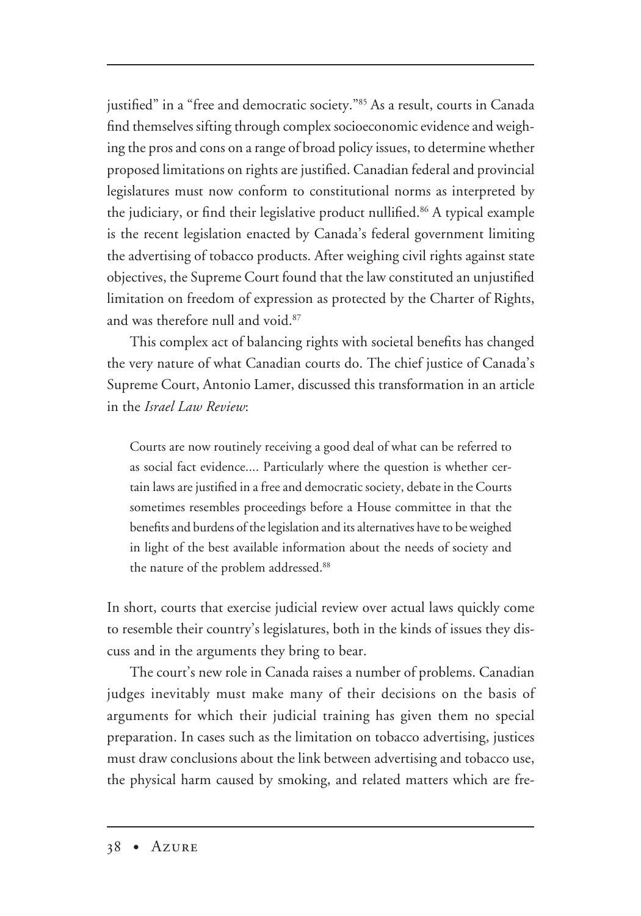justified" in a "free and democratic society."[85] As a result, courts in Canada find themselves sifting through complex socioeconomic evidence and weighing the pros and cons on a range of broad policy issues, to determine whether proposed limitations on rights are justified. Canadian federal and provincial legislatures must now conform to constitutional norms as interpreted by the judiciary, or find their legislative product nullified.[86] A typical example is the recent legislation enacted by Canada's federal government limiting the advertising of tobacco products. After weighing civil rights against state objectives, the Supreme Court found that the law constituted an unjustified limitation on freedom of expression as protected by the Charter of Rights, and was therefore null and void.[87]

This complex act of balancing rights with societal benefits has changed the very nature of what Canadian courts do. The chief justice of Canada's Supreme Court, Antonio Lamer, discussed this transformation in an article in the *Israel Law Review*:

> Courts are now routinely receiving a good deal of what can be referred to as social fact evidence.... Particularly where the question is whether certain laws are justified in a free and democratic society, debate in the Courts sometimes resembles proceedings before a House committee in that the benefits and burdens of the legislation and its alternatives have to be weighed in light of the best available information about the needs of society and the nature of the problem addressed.[88]

In short, courts that exercise judicial review over actual laws quickly come to resemble their country's legislatures, both in the kinds of issues they discuss and in the arguments they bring to bear.

The court's new role in Canada raises a number of problems. Canadian judges inevitably must make many of their decisions on the basis of arguments for which their judicial training has given them no special preparation. In cases such as the limitation on tobacco advertising, justices must draw conclusions about the link between advertising and tobacco use, the physical harm caused by smoking, and related matters which are fre-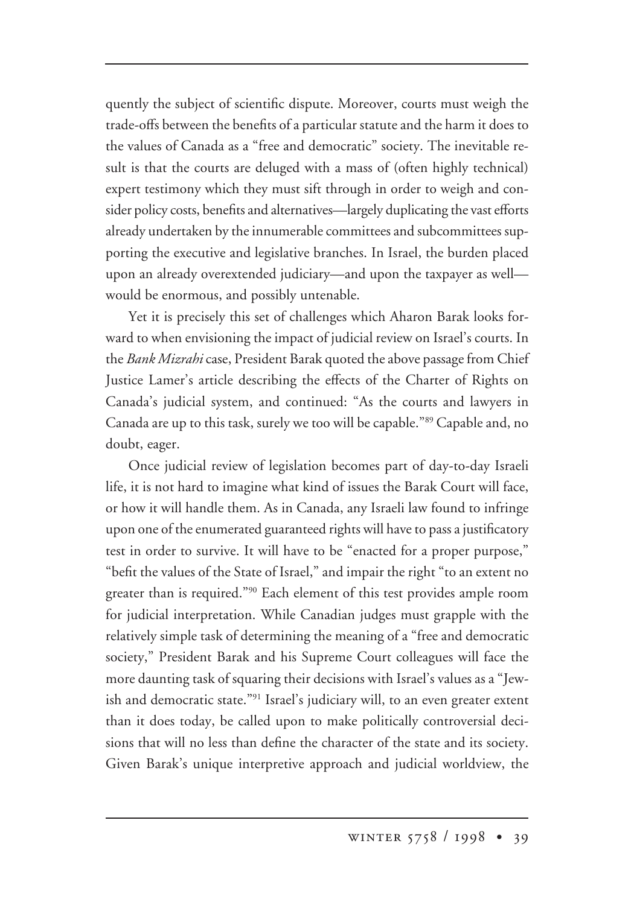quently the subject of scientific dispute. Moreover, courts must weigh the trade-offs between the benefits of a particular statute and the harm it does to the values of Canada as a "free and democratic" society. The inevitable result is that the courts are deluged with a mass of (often highly technical) expert testimony which they must sift through in order to weigh and consider policy costs, benefits and alternatives—largely duplicating the vast efforts already undertaken by the innumerable committees and subcommittees supporting the executive and legislative branches. In Israel, the burden placed upon an already overextended judiciary—and upon the taxpayer as well—would be enormous, and possibly untenable.

Yet it is precisely this set of challenges which Aharon Barak looks forward to when envisioning the impact of judicial review on Israel's courts. In the *Bank Mizrahi* case, President Barak quoted the above passage from Chief Justice Lamer's article describing the effects of the Charter of Rights on Canada's judicial system, and continued: "As the courts and lawyers in Canada are up to this task, surely we too will be capable."[89] Capable and, no doubt, eager.

Once judicial review of legislation becomes part of day-to-day Israeli life, it is not hard to imagine what kind of issues the Barak Court will face, or how it will handle them. As in Canada, any Israeli law found to infringe upon one of the enumerated guaranteed rights will have to pass a justificatory test in order to survive. It will have to be "enacted for a proper purpose," "befit the values of the State of Israel," and impair the right "to an extent no greater than is required."[90] Each element of this test provides ample room for judicial interpretation. While Canadian judges must grapple with the relatively simple task of determining the meaning of a "free and democratic society," President Barak and his Supreme Court colleagues will face the more daunting task of squaring their decisions with Israel's values as a "Jewish and democratic state."[91] Israel's judiciary will, to an even greater extent than it does today, be called upon to make politically controversial decisions that will no less than define the character of the state and its society. Given Barak's unique interpretive approach and judicial worldview, the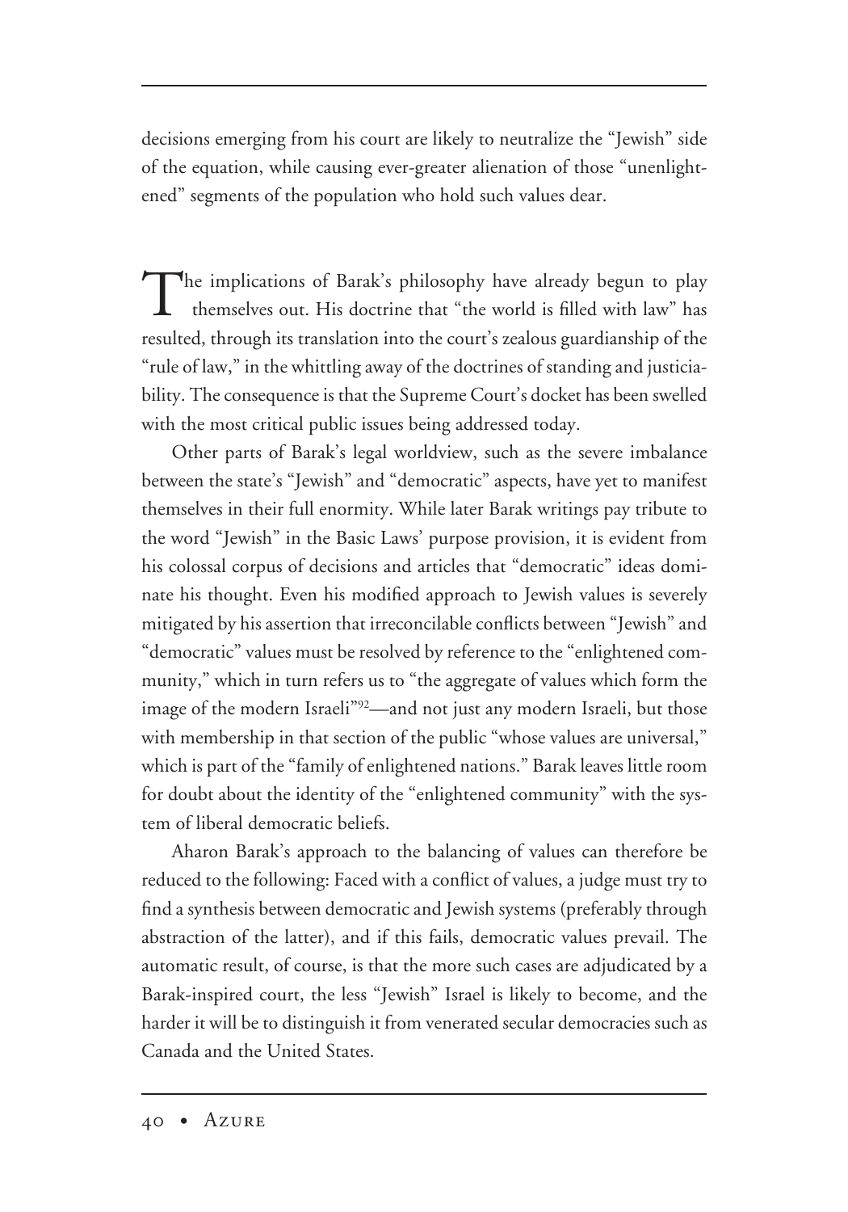decisions emerging from his court are likely to neutralize the "Jewish" side of the equation, while causing ever-greater alienation of those "unenlightened" segments of the population who hold such values dear.

The implications of Barak's philosophy have already begun to play themselves out. His doctrine that "the world is filled with law" has resulted, through its translation into the court's zealous guardianship of the "rule of law," in the whittling away of the doctrines of standing and justiciability. The consequence is that the Supreme Court's docket has been swelled with the most critical public issues being addressed today.

Other parts of Barak's legal worldview, such as the severe imbalance between the state's "Jewish" and "democratic" aspects, have yet to manifest themselves in their full enormity. While later Barak writings pay tribute to the word "Jewish" in the Basic Laws' purpose provision, it is evident from his colossal corpus of decisions and articles that "democratic" ideas dominate his thought. Even his modified approach to Jewish values is severely mitigated by his assertion that irreconcilable conflicts between "Jewish" and "democratic" values must be resolved by reference to the "enlightened community," which in turn refers us to "the aggregate of values which form the image of the modern Israeli"[92]—and not just any modern Israeli, but those with membership in that section of the public "whose values are universal," which is part of the "family of enlightened nations." Barak leaves little room for doubt about the identity of the "enlightened community" with the system of liberal democratic beliefs.

Aharon Barak's approach to the balancing of values can therefore be reduced to the following: Faced with a conflict of values, a judge must try to find a synthesis between democratic and Jewish systems (preferably through abstraction of the latter), and if this fails, democratic values prevail. The automatic result, of course, is that the more such cases are adjudicated by a Barak-inspired court, the less "Jewish" Israel is likely to become, and the harder it will be to distinguish it from venerated secular democracies such as Canada and the United States.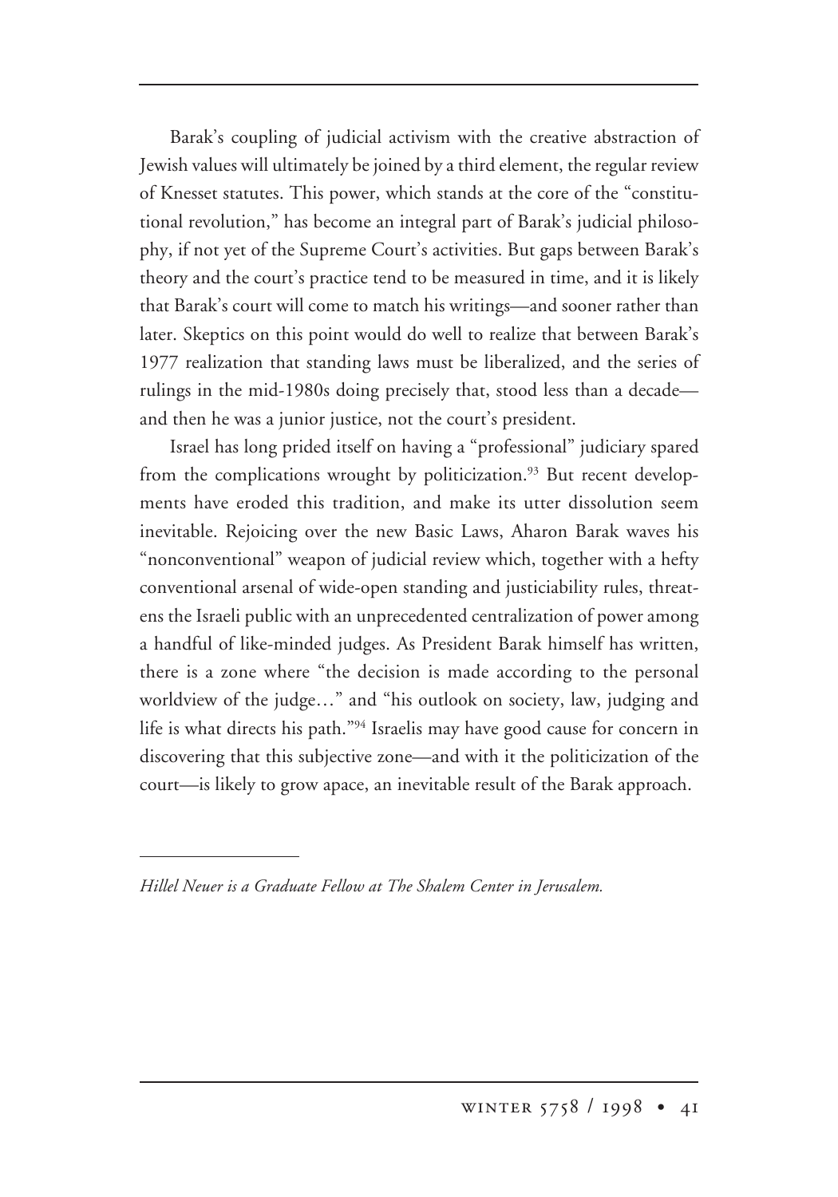Barak's coupling of judicial activism with the creative abstraction of Jewish values will ultimately be joined by a third element, the regular review of Knesset statutes. This power, which stands at the core of the "constitutional revolution," has become an integral part of Barak's judicial philosophy, if not yet of the Supreme Court's activities. But gaps between Barak's theory and the court's practice tend to be measured in time, and it is likely that Barak's court will come to match his writings—and sooner rather than later. Skeptics on this point would do well to realize that between Barak's 1977 realization that standing laws must be liberalized, and the series of rulings in the mid-1980s doing precisely that, stood less than a decade—and then he was a junior justice, not the court's president.

Israel has long prided itself on having a "professional" judiciary spared from the complications wrought by politicization.[93] But recent developments have eroded this tradition, and make its utter dissolution seem inevitable. Rejoicing over the new Basic Laws, Aharon Barak waves his "nonconventional" weapon of judicial review which, together with a hefty conventional arsenal of wide-open standing and justiciability rules, threatens the Israeli public with an unprecedented centralization of power among a handful of like-minded judges. As President Barak himself has written, there is a zone where "the decision is made according to the personal worldview of the judge…" and "his outlook on society, law, judging and life is what directs his path."[94] Israelis may have good cause for concern in discovering that this subjective zone—and with it the politicization of the court—is likely to grow apace, an inevitable result of the Barak approach.

---

*Hillel Neuer is a Graduate Fellow at The Shalem Center in Jerusalem.*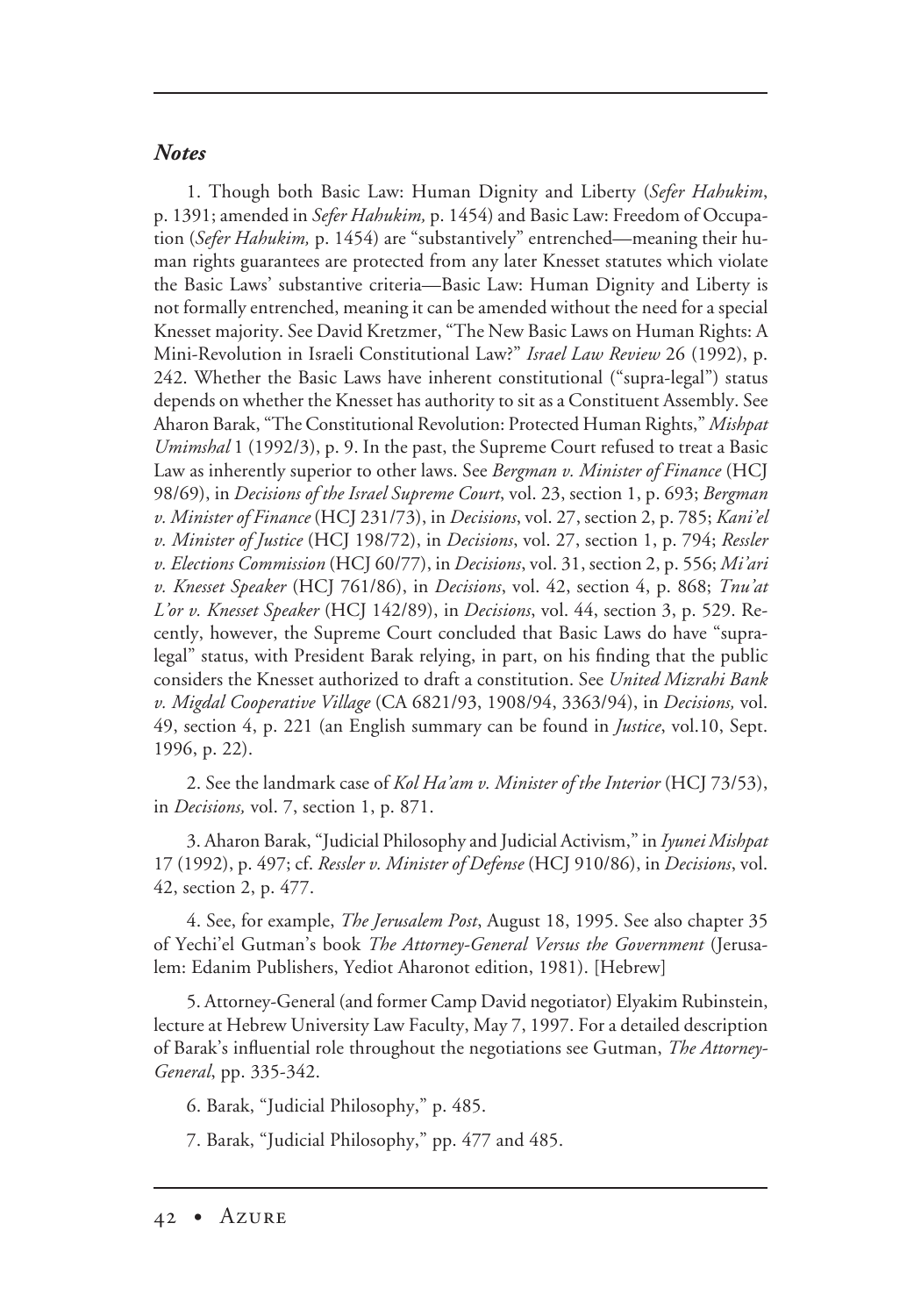### *Notes*

1. Though both Basic Law: Human Dignity and Liberty (*Sefer Hahukim*, p. 1391; amended in *Sefer Hahukim,* p. 1454) and Basic Law: Freedom of Occupation (*Sefer Hahukim,* p. 1454) are "substantively" entrenched—meaning their human rights guarantees are protected from any later Knesset statutes which violate the Basic Laws' substantive criteria—Basic Law: Human Dignity and Liberty is not formally entrenched, meaning it can be amended without the need for a special Knesset majority. See David Kretzmer, "The New Basic Laws on Human Rights: A Mini-Revolution in Israeli Constitutional Law?" *Israel Law Review* 26 (1992), p. 242. Whether the Basic Laws have inherent constitutional ("supra-legal") status depends on whether the Knesset has authority to sit as a Constituent Assembly. See Aharon Barak, "The Constitutional Revolution: Protected Human Rights," *Mishpat Umimshal* 1 (1992/3), p. 9. In the past, the Supreme Court refused to treat a Basic Law as inherently superior to other laws. See *Bergman v. Minister of Finance* (HCJ 98/69), in *Decisions of the Israel Supreme Court*, vol. 23, section 1, p. 693; *Bergman v. Minister of Finance* (HCJ 231/73), in *Decisions*, vol. 27, section 2, p. 785; *Kani'el v. Minister of Justice* (HCJ 198/72), in *Decisions*, vol. 27, section 1, p. 794; *Ressler v. Elections Commission* (HCJ 60/77), in *Decisions*, vol. 31, section 2, p. 556; *Mi'ari v. Knesset Speaker* (HCJ 761/86), in *Decisions*, vol. 42, section 4, p. 868; *Tnu'at L'or v. Knesset Speaker* (HCJ 142/89), in *Decisions*, vol. 44, section 3, p. 529. Recently, however, the Supreme Court concluded that Basic Laws do have "supra-legal" status, with President Barak relying, in part, on his finding that the public considers the Knesset authorized to draft a constitution. See *United Mizrahi Bank v. Migdal Cooperative Village* (CA 6821/93, 1908/94, 3363/94), in *Decisions,* vol. 49, section 4, p. 221 (an English summary can be found in *Justice*, vol.10, Sept. 1996, p. 22).

2. See the landmark case of *Kol Ha'am v. Minister of the Interior* (HCJ 73/53), in *Decisions,* vol. 7, section 1, p. 871.

3. Aharon Barak, "Judicial Philosophy and Judicial Activism," in *Iyunei Mishpat* 17 (1992), p. 497; cf. *Ressler v. Minister of Defense* (HCJ 910/86), in *Decisions*, vol. 42, section 2, p. 477.

4. See, for example, *The Jerusalem Post*, August 18, 1995. See also chapter 35 of Yechi'el Gutman's book *The Attorney-General Versus the Government* (Jerusalem: Edanim Publishers, Yediot Aharonot edition, 1981). [Hebrew]

5. Attorney-General (and former Camp David negotiator) Elyakim Rubinstein, lecture at Hebrew University Law Faculty, May 7, 1997. For a detailed description of Barak's influential role throughout the negotiations see Gutman, *The Attorney-General*, pp. 335-342.

6. Barak, "Judicial Philosophy," p. 485.

7. Barak, "Judicial Philosophy," pp. 477 and 485.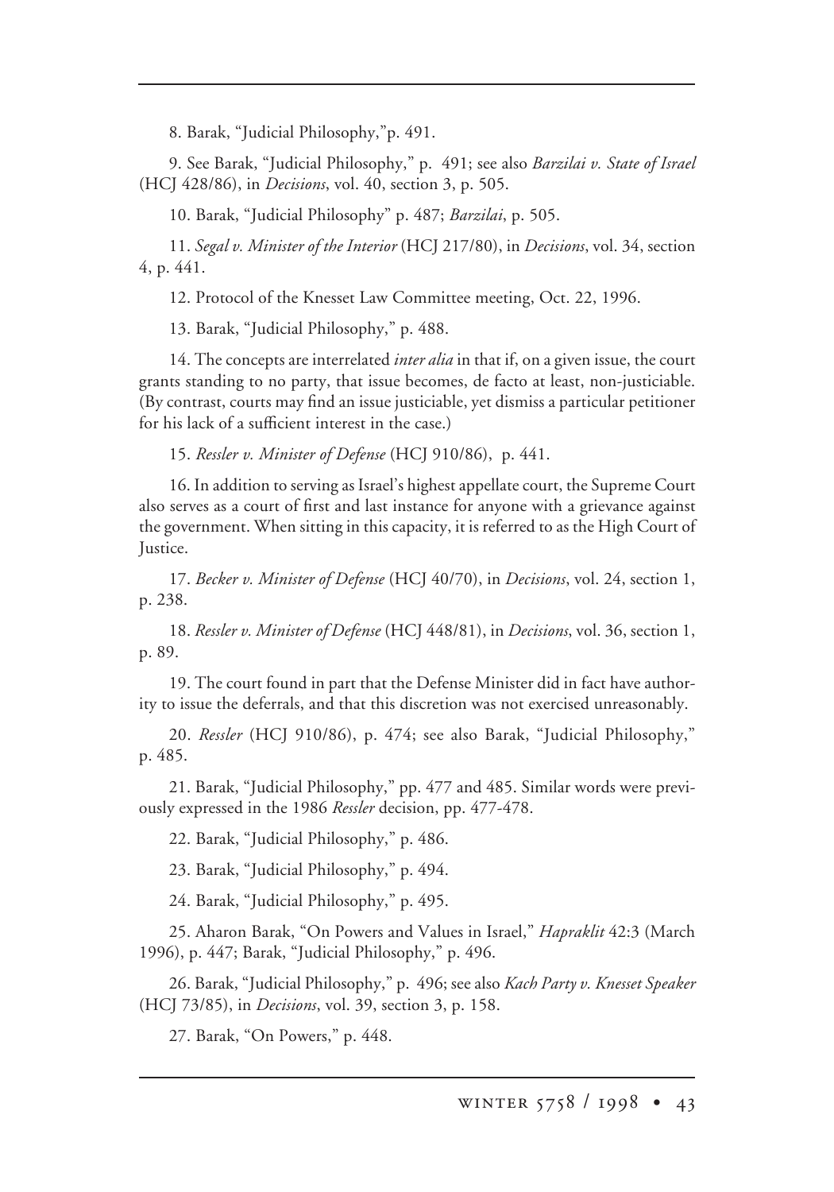8. Barak, "Judicial Philosophy,"p. 491.

9. See Barak, "Judicial Philosophy," p. 491; see also *Barzilai v. State of Israel* (HCJ 428/86), in *Decisions*, vol. 40, section 3, p. 505.

10. Barak, "Judicial Philosophy" p. 487; *Barzilai*, p. 505.

11. *Segal v. Minister of the Interior* (HCJ 217/80), in *Decisions*, vol. 34, section 4, p. 441.

12. Protocol of the Knesset Law Committee meeting, Oct. 22, 1996.

13. Barak, "Judicial Philosophy," p. 488.

14. The concepts are interrelated *inter alia* in that if, on a given issue, the court grants standing to no party, that issue becomes, de facto at least, non-justiciable. (By contrast, courts may find an issue justiciable, yet dismiss a particular petitioner for his lack of a sufficient interest in the case.)

15. *Ressler v. Minister of Defense* (HCJ 910/86), p. 441.

16. In addition to serving as Israel's highest appellate court, the Supreme Court also serves as a court of first and last instance for anyone with a grievance against the government. When sitting in this capacity, it is referred to as the High Court of Justice.

17. *Becker v. Minister of Defense* (HCJ 40/70), in *Decisions*, vol. 24, section 1, p. 238.

18. *Ressler v. Minister of Defense* (HCJ 448/81), in *Decisions*, vol. 36, section 1, p. 89.

19. The court found in part that the Defense Minister did in fact have authority to issue the deferrals, and that this discretion was not exercised unreasonably.

20. *Ressler* (HCJ 910/86), p. 474; see also Barak, "Judicial Philosophy," p. 485.

21. Barak, "Judicial Philosophy," pp. 477 and 485. Similar words were previously expressed in the 1986 *Ressler* decision, pp. 477-478.

22. Barak, "Judicial Philosophy," p. 486.

23. Barak, "Judicial Philosophy," p. 494.

24. Barak, "Judicial Philosophy," p. 495.

25. Aharon Barak, "On Powers and Values in Israel," *Hapraklit* 42:3 (March 1996), p. 447; Barak, "Judicial Philosophy," p. 496.

26. Barak, "Judicial Philosophy," p. 496; see also *Kach Party v. Knesset Speaker* (HCJ 73/85), in *Decisions*, vol. 39, section 3, p. 158.

27. Barak, "On Powers," p. 448.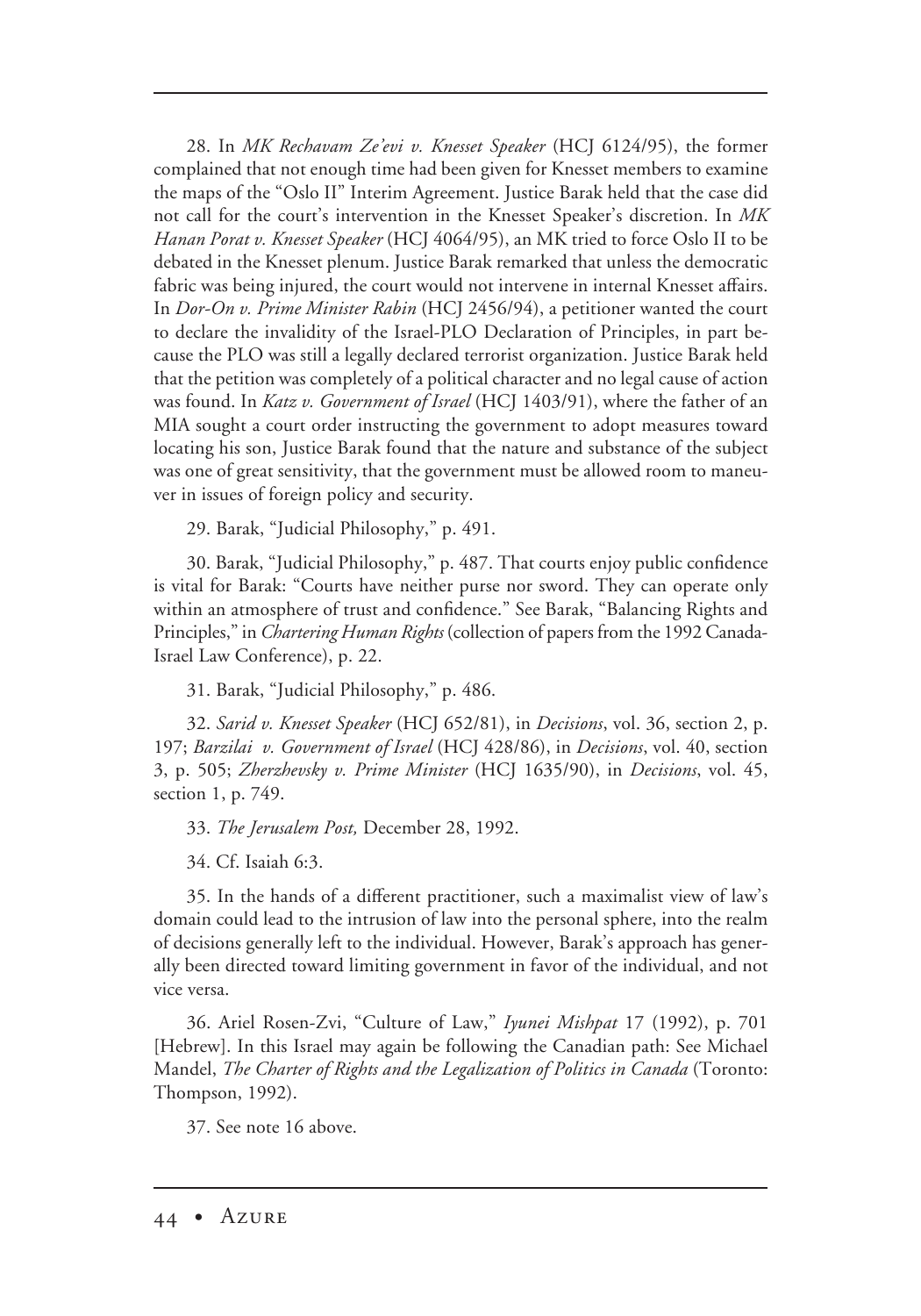28. In *MK Rechavam Ze'evi v. Knesset Speaker* (HCJ 6124/95), the former complained that not enough time had been given for Knesset members to examine the maps of the "Oslo II" Interim Agreement. Justice Barak held that the case did not call for the court's intervention in the Knesset Speaker's discretion. In *MK Hanan Porat v. Knesset Speaker* (HCJ 4064/95), an MK tried to force Oslo II to be debated in the Knesset plenum. Justice Barak remarked that unless the democratic fabric was being injured, the court would not intervene in internal Knesset affairs. In *Dor-On v. Prime Minister Rabin* (HCJ 2456/94), a petitioner wanted the court to declare the invalidity of the Israel-PLO Declaration of Principles, in part because the PLO was still a legally declared terrorist organization. Justice Barak held that the petition was completely of a political character and no legal cause of action was found. In *Katz v. Government of Israel* (HCJ 1403/91), where the father of an MIA sought a court order instructing the government to adopt measures toward locating his son, Justice Barak found that the nature and substance of the subject was one of great sensitivity, that the government must be allowed room to maneuver in issues of foreign policy and security.

29. Barak, "Judicial Philosophy," p. 491.

30. Barak, "Judicial Philosophy," p. 487. That courts enjoy public confidence is vital for Barak: "Courts have neither purse nor sword. They can operate only within an atmosphere of trust and confidence." See Barak, "Balancing Rights and Principles," in *Chartering Human Rights* (collection of papers from the 1992 Canada-Israel Law Conference), p. 22.

31. Barak, "Judicial Philosophy," p. 486.

32. *Sarid v. Knesset Speaker* (HCJ 652/81), in *Decisions*, vol. 36, section 2, p. 197; *Barzilai v. Government of Israel* (HCJ 428/86), in *Decisions*, vol. 40, section 3, p. 505; *Zherzhevsky v. Prime Minister* (HCJ 1635/90), in *Decisions*, vol. 45, section 1, p. 749.

33. *The Jerusalem Post,* December 28, 1992.

34. Cf. Isaiah 6:3.

35. In the hands of a different practitioner, such a maximalist view of law's domain could lead to the intrusion of law into the personal sphere, into the realm of decisions generally left to the individual. However, Barak's approach has generally been directed toward limiting government in favor of the individual, and not vice versa.

36. Ariel Rosen-Zvi, "Culture of Law," *Iyunei Mishpat* 17 (1992), p. 701 [Hebrew]. In this Israel may again be following the Canadian path: See Michael Mandel, *The Charter of Rights and the Legalization of Politics in Canada* (Toronto: Thompson, 1992).

37. See note 16 above.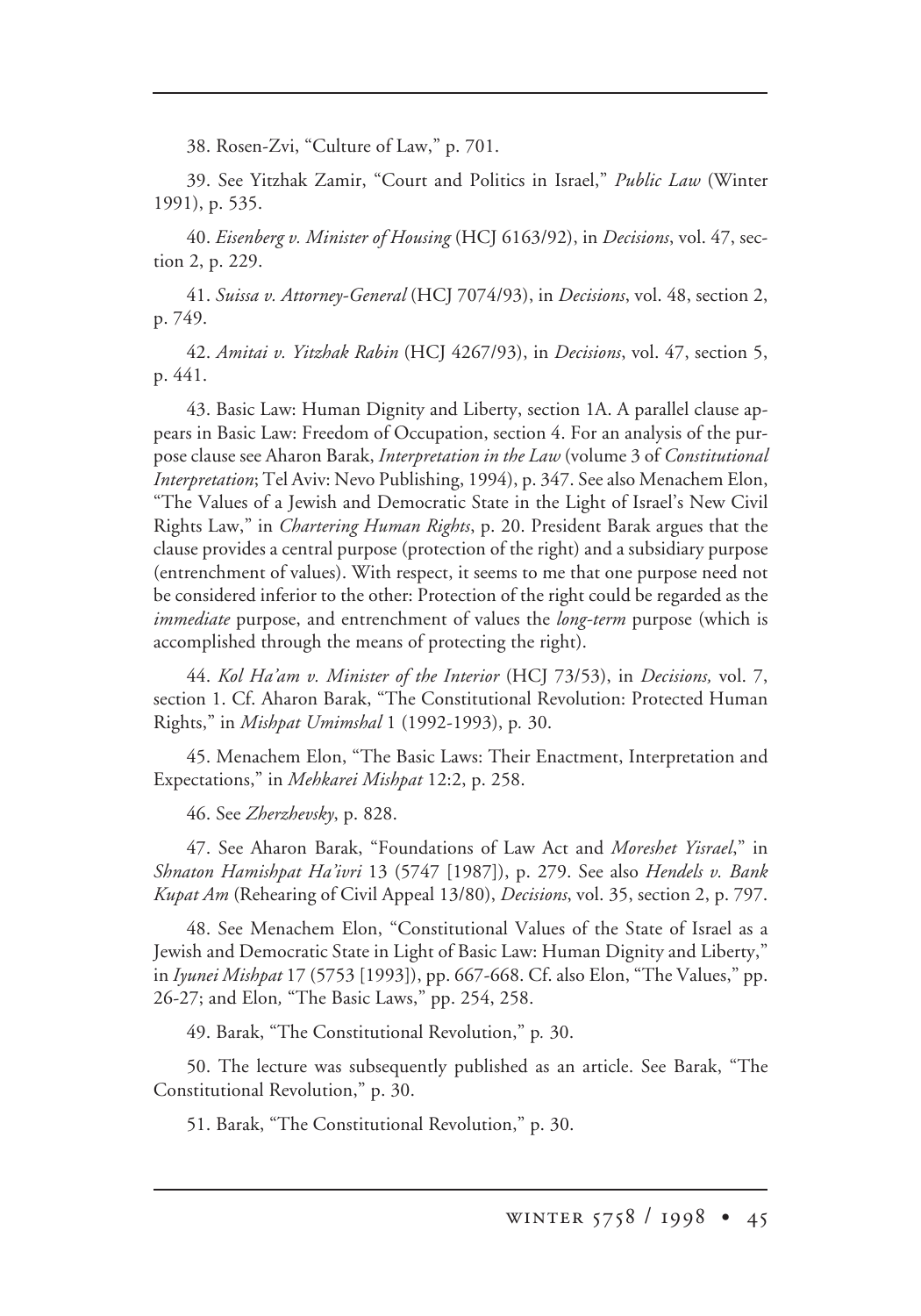38. Rosen-Zvi, "Culture of Law," p. 701.

39. See Yitzhak Zamir, "Court and Politics in Israel," *Public Law* (Winter 1991), p. 535.

40. *Eisenberg v. Minister of Housing* (HCJ 6163/92), in *Decisions*, vol. 47, section 2, p. 229.

41. *Suissa v. Attorney-General* (HCJ 7074/93), in *Decisions*, vol. 48, section 2, p. 749.

42. *Amitai v. Yitzhak Rabin* (HCJ 4267/93), in *Decisions*, vol. 47, section 5, p. 441.

43. Basic Law: Human Dignity and Liberty, section 1A. A parallel clause appears in Basic Law: Freedom of Occupation, section 4. For an analysis of the purpose clause see Aharon Barak, *Interpretation in the Law* (volume 3 of *Constitutional Interpretation*; Tel Aviv: Nevo Publishing, 1994), p. 347. See also Menachem Elon, "The Values of a Jewish and Democratic State in the Light of Israel's New Civil Rights Law," in *Chartering Human Rights*, p. 20. President Barak argues that the clause provides a central purpose (protection of the right) and a subsidiary purpose (entrenchment of values). With respect, it seems to me that one purpose need not be considered inferior to the other: Protection of the right could be regarded as the *immediate* purpose, and entrenchment of values the *long-term* purpose (which is accomplished through the means of protecting the right).

44. *Kol Ha'am v. Minister of the Interior* (HCJ 73/53), in *Decisions,* vol. 7, section 1. Cf. Aharon Barak, "The Constitutional Revolution: Protected Human Rights," in *Mishpat Umimshal* 1 (1992-1993), p. 30.

45. Menachem Elon, "The Basic Laws: Their Enactment, Interpretation and Expectations," in *Mehkarei Mishpat* 12:2, p. 258.

46. See *Zherzhevsky*, p. 828.

47. See Aharon Barak, "Foundations of Law Act and *Moreshet Yisrael*," in *Shnaton Hamishpat Ha'ivri* 13 (5747 [1987]), p. 279. See also *Hendels v. Bank Kupat Am* (Rehearing of Civil Appeal 13/80), *Decisions*, vol. 35, section 2, p. 797.

48. See Menachem Elon, "Constitutional Values of the State of Israel as a Jewish and Democratic State in Light of Basic Law: Human Dignity and Liberty," in *Iyunei Mishpat* 17 (5753 [1993]), pp. 667-668. Cf. also Elon, "The Values," pp. 26-27; and Elon*,* "The Basic Laws," pp. 254, 258.

49. Barak, "The Constitutional Revolution," p. 30.

50. The lecture was subsequently published as an article. See Barak, "The Constitutional Revolution," p. 30.

51. Barak, "The Constitutional Revolution," p. 30.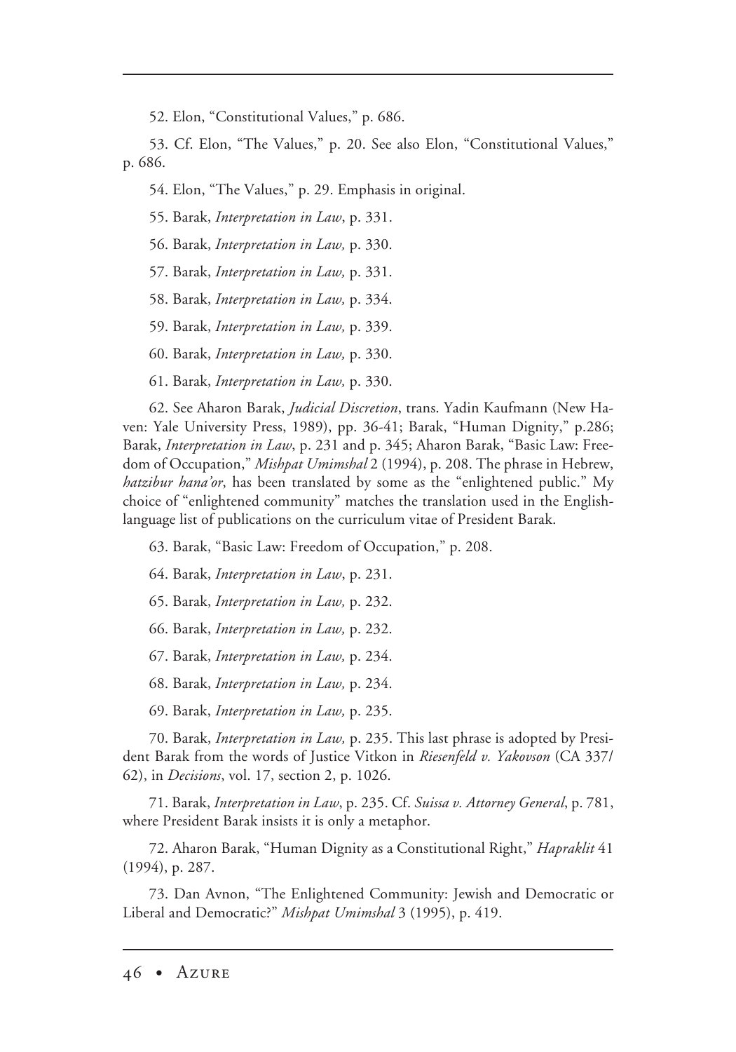52. Elon, "Constitutional Values," p. 686.

53. Cf. Elon, "The Values," p. 20. See also Elon, "Constitutional Values," p. 686.

54. Elon, "The Values," p. 29. Emphasis in original.

55. Barak, *Interpretation in Law*, p. 331.

56. Barak, *Interpretation in Law,* p. 330.

57. Barak, *Interpretation in Law,* p. 331.

58. Barak, *Interpretation in Law,* p. 334.

59. Barak, *Interpretation in Law,* p. 339.

60. Barak, *Interpretation in Law,* p. 330.

61. Barak, *Interpretation in Law,* p. 330.

62. See Aharon Barak, *Judicial Discretion*, trans. Yadin Kaufmann (New Haven: Yale University Press, 1989), pp. 36-41; Barak, "Human Dignity," p.286; Barak, *Interpretation in Law*, p. 231 and p. 345; Aharon Barak, "Basic Law: Freedom of Occupation," *Mishpat Umimshal* 2 (1994), p. 208. The phrase in Hebrew, *hatzibur hana'or*, has been translated by some as the "enlightened public." My choice of "enlightened community" matches the translation used in the English-language list of publications on the curriculum vitae of President Barak.

63. Barak, "Basic Law: Freedom of Occupation," p. 208.

64. Barak, *Interpretation in Law*, p. 231.

65. Barak, *Interpretation in Law,* p. 232.

66. Barak, *Interpretation in Law,* p. 232.

67. Barak, *Interpretation in Law,* p. 234.

68. Barak, *Interpretation in Law,* p. 234.

69. Barak, *Interpretation in Law,* p. 235.

70. Barak, *Interpretation in Law,* p. 235. This last phrase is adopted by President Barak from the words of Justice Vitkon in *Riesenfeld v. Yakovson* (CA 337/62), in *Decisions*, vol. 17, section 2, p. 1026.

71. Barak, *Interpretation in Law*, p. 235. Cf. *Suissa v. Attorney General*, p. 781, where President Barak insists it is only a metaphor.

72. Aharon Barak, "Human Dignity as a Constitutional Right," *Hapraklit* 41 (1994), p. 287.

73. Dan Avnon, "The Enlightened Community: Jewish and Democratic or Liberal and Democratic?" *Mishpat Umimshal* 3 (1995), p. 419.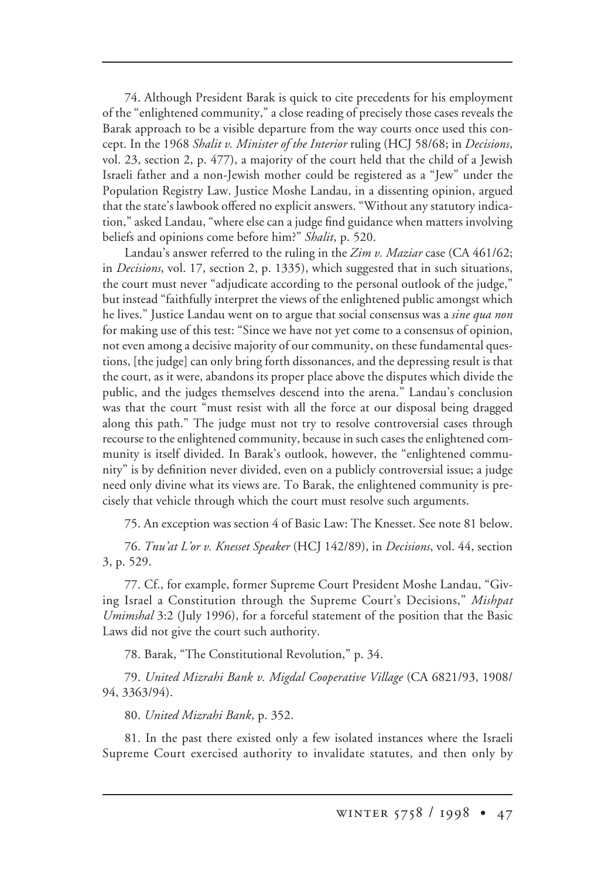74. Although President Barak is quick to cite precedents for his employment of the "enlightened community," a close reading of precisely those cases reveals the Barak approach to be a visible departure from the way courts once used this concept. In the 1968 *Shalit v. Minister of the Interior* ruling (HCJ 58/68; in *Decisions*, vol. 23, section 2, p. 477), a majority of the court held that the child of a Jewish Israeli father and a non-Jewish mother could be registered as a "Jew" under the Population Registry Law. Justice Moshe Landau, in a dissenting opinion, argued that the state's lawbook offered no explicit answers. "Without any statutory indication," asked Landau, "where else can a judge find guidance when matters involving beliefs and opinions come before him?" *Shalit*, p. 520.

Landau's answer referred to the ruling in the *Zim v. Maziar* case (CA 461/62; in *Decisions*, vol. 17, section 2, p. 1335), which suggested that in such situations, the court must never "adjudicate according to the personal outlook of the judge," but instead "faithfully interpret the views of the enlightened public amongst which he lives." Justice Landau went on to argue that social consensus was a *sine qua non* for making use of this test: "Since we have not yet come to a consensus of opinion, not even among a decisive majority of our community, on these fundamental questions, [the judge] can only bring forth dissonances, and the depressing result is that the court, as it were, abandons its proper place above the disputes which divide the public, and the judges themselves descend into the arena." Landau's conclusion was that the court "must resist with all the force at our disposal being dragged along this path." The judge must not try to resolve controversial cases through recourse to the enlightened community, because in such cases the enlightened community is itself divided. In Barak's outlook, however, the "enlightened community" is by definition never divided, even on a publicly controversial issue; a judge need only divine what its views are. To Barak, the enlightened community is precisely that vehicle through which the court must resolve such arguments.

75. An exception was section 4 of Basic Law: The Knesset. See note 81 below.

76. *Tnu'at L'or v. Knesset Speaker* (HCJ 142/89), in *Decisions*, vol. 44, section 3, p. 529.

77. Cf., for example, former Supreme Court President Moshe Landau, "Giving Israel a Constitution through the Supreme Court's Decisions," *Mishpat Umimshal* 3:2 (July 1996), for a forceful statement of the position that the Basic Laws did not give the court such authority.

78. Barak, "The Constitutional Revolution," p. 34.

79. *United Mizrahi Bank v. Migdal Cooperative Village* (CA 6821/93, 1908/94, 3363/94).

80. *United Mizrahi Bank*, p. 352.

81. In the past there existed only a few isolated instances where the Israeli Supreme Court exercised authority to invalidate statutes, and then only by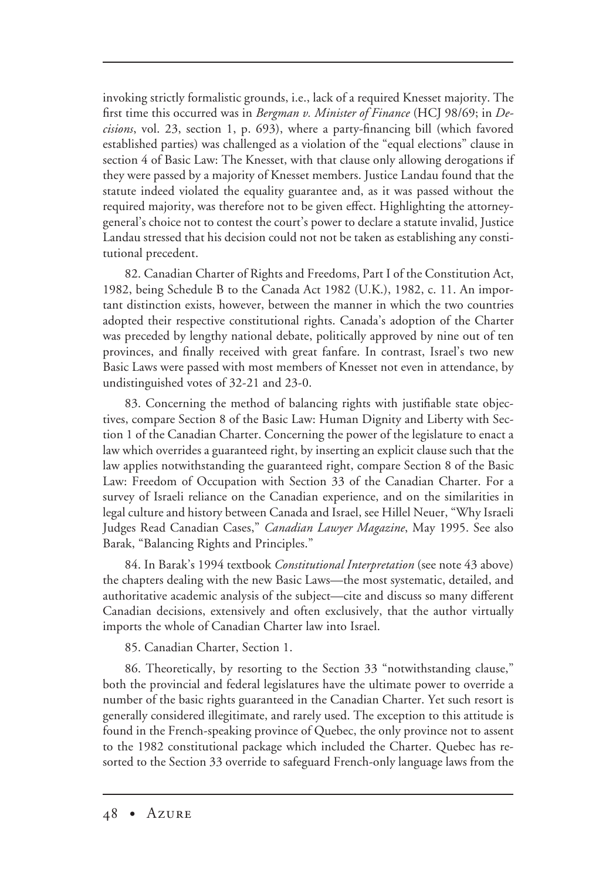invoking strictly formalistic grounds, i.e., lack of a required Knesset majority. The first time this occurred was in *Bergman v. Minister of Finance* (HCJ 98/69; in *Decisions*, vol. 23, section 1, p. 693), where a party-financing bill (which favored established parties) was challenged as a violation of the "equal elections" clause in section 4 of Basic Law: The Knesset, with that clause only allowing derogations if they were passed by a majority of Knesset members. Justice Landau found that the statute indeed violated the equality guarantee and, as it was passed without the required majority, was therefore not to be given effect. Highlighting the attorney-general's choice not to contest the court's power to declare a statute invalid, Justice Landau stressed that his decision could not not be taken as establishing any constitutional precedent.

82. Canadian Charter of Rights and Freedoms, Part I of the Constitution Act, 1982, being Schedule B to the Canada Act 1982 (U.K.), 1982, c. 11. An important distinction exists, however, between the manner in which the two countries adopted their respective constitutional rights. Canada's adoption of the Charter was preceded by lengthy national debate, politically approved by nine out of ten provinces, and finally received with great fanfare. In contrast, Israel's two new Basic Laws were passed with most members of Knesset not even in attendance, by undistinguished votes of 32-21 and 23-0.

83. Concerning the method of balancing rights with justifiable state objectives, compare Section 8 of the Basic Law: Human Dignity and Liberty with Section 1 of the Canadian Charter. Concerning the power of the legislature to enact a law which overrides a guaranteed right, by inserting an explicit clause such that the law applies notwithstanding the guaranteed right, compare Section 8 of the Basic Law: Freedom of Occupation with Section 33 of the Canadian Charter. For a survey of Israeli reliance on the Canadian experience, and on the similarities in legal culture and history between Canada and Israel, see Hillel Neuer, "Why Israeli Judges Read Canadian Cases," *Canadian Lawyer Magazine*, May 1995. See also Barak, "Balancing Rights and Principles."

84. In Barak's 1994 textbook *Constitutional Interpretation* (see note 43 above) the chapters dealing with the new Basic Laws—the most systematic, detailed, and authoritative academic analysis of the subject—cite and discuss so many different Canadian decisions, extensively and often exclusively, that the author virtually imports the whole of Canadian Charter law into Israel.

85. Canadian Charter, Section 1.

86. Theoretically, by resorting to the Section 33 "notwithstanding clause," both the provincial and federal legislatures have the ultimate power to override a number of the basic rights guaranteed in the Canadian Charter. Yet such resort is generally considered illegitimate, and rarely used. The exception to this attitude is found in the French-speaking province of Quebec, the only province not to assent to the 1982 constitutional package which included the Charter. Quebec has resorted to the Section 33 override to safeguard French-only language laws from the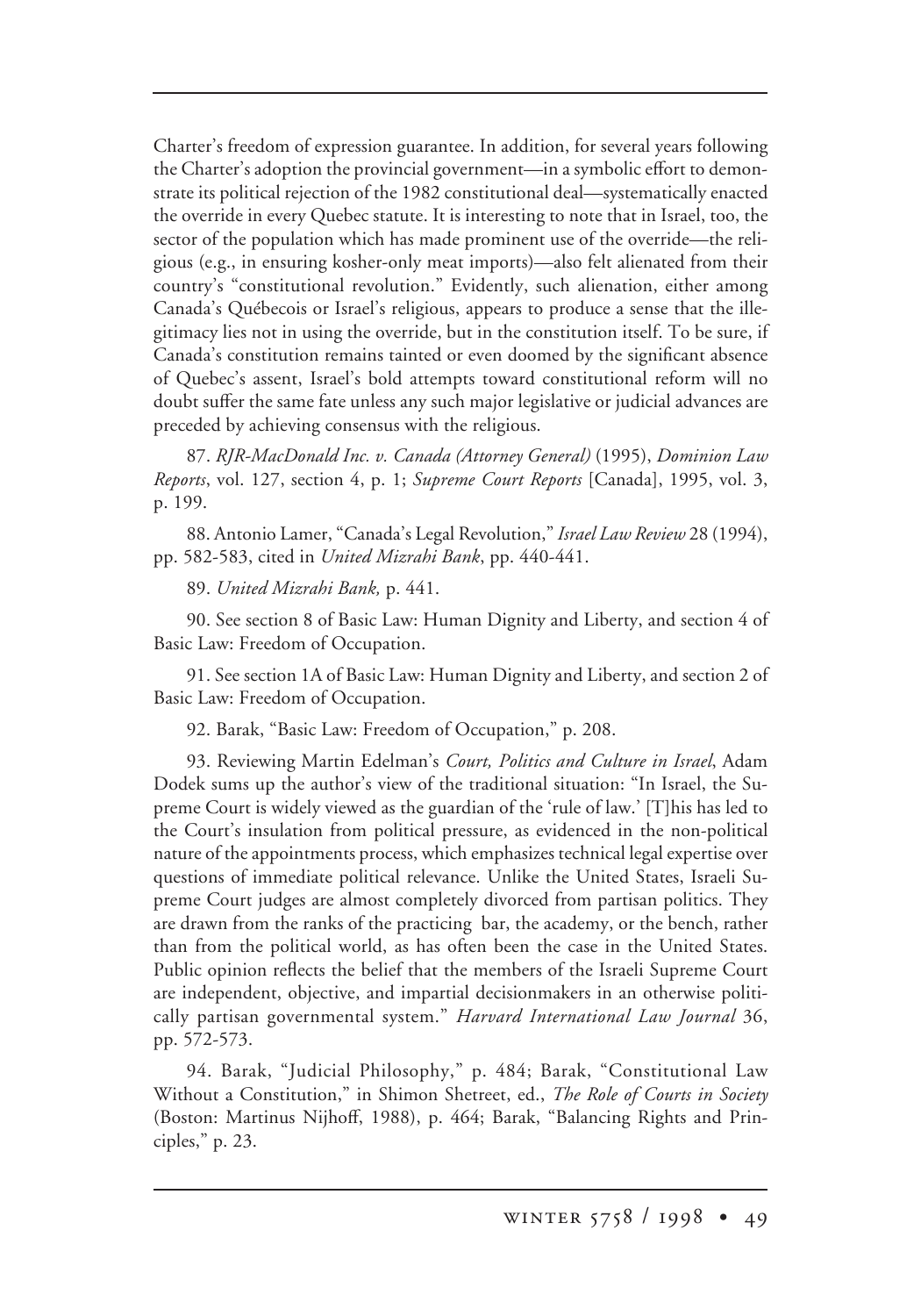Charter's freedom of expression guarantee. In addition, for several years following the Charter's adoption the provincial government—in a symbolic effort to demonstrate its political rejection of the 1982 constitutional deal—systematically enacted the override in every Quebec statute. It is interesting to note that in Israel, too, the sector of the population which has made prominent use of the override—the religious (e.g., in ensuring kosher-only meat imports)—also felt alienated from their country's "constitutional revolution." Evidently, such alienation, either among Canada's Québecois or Israel's religious, appears to produce a sense that the illegitimacy lies not in using the override, but in the constitution itself. To be sure, if Canada's constitution remains tainted or even doomed by the significant absence of Quebec's assent, Israel's bold attempts toward constitutional reform will no doubt suffer the same fate unless any such major legislative or judicial advances are preceded by achieving consensus with the religious.

87. *RJR-MacDonald Inc. v. Canada (Attorney General)* (1995), *Dominion Law Reports*, vol. 127, section 4, p. 1; *Supreme Court Reports* [Canada], 1995, vol. 3, p. 199.

88. Antonio Lamer, "Canada's Legal Revolution," *Israel Law Review* 28 (1994), pp. 582-583, cited in *United Mizrahi Bank*, pp. 440-441.

89. *United Mizrahi Bank,* p. 441.

90. See section 8 of Basic Law: Human Dignity and Liberty, and section 4 of Basic Law: Freedom of Occupation.

91. See section 1A of Basic Law: Human Dignity and Liberty, and section 2 of Basic Law: Freedom of Occupation.

92. Barak, "Basic Law: Freedom of Occupation," p. 208.

93. Reviewing Martin Edelman's *Court, Politics and Culture in Israel*, Adam Dodek sums up the author's view of the traditional situation: "In Israel, the Supreme Court is widely viewed as the guardian of the 'rule of law.' [T]his has led to the Court's insulation from political pressure, as evidenced in the non-political nature of the appointments process, which emphasizes technical legal expertise over questions of immediate political relevance. Unlike the United States, Israeli Supreme Court judges are almost completely divorced from partisan politics. They are drawn from the ranks of the practicing bar, the academy, or the bench, rather than from the political world, as has often been the case in the United States. Public opinion reflects the belief that the members of the Israeli Supreme Court are independent, objective, and impartial decisionmakers in an otherwise politically partisan governmental system." *Harvard International Law Journal* 36, pp. 572-573.

94. Barak, "Judicial Philosophy," p. 484; Barak, "Constitutional Law Without a Constitution," in Shimon Shetreet, ed., *The Role of Courts in Society* (Boston: Martinus Nijhoff, 1988), p. 464; Barak, "Balancing Rights and Principles," p. 23.